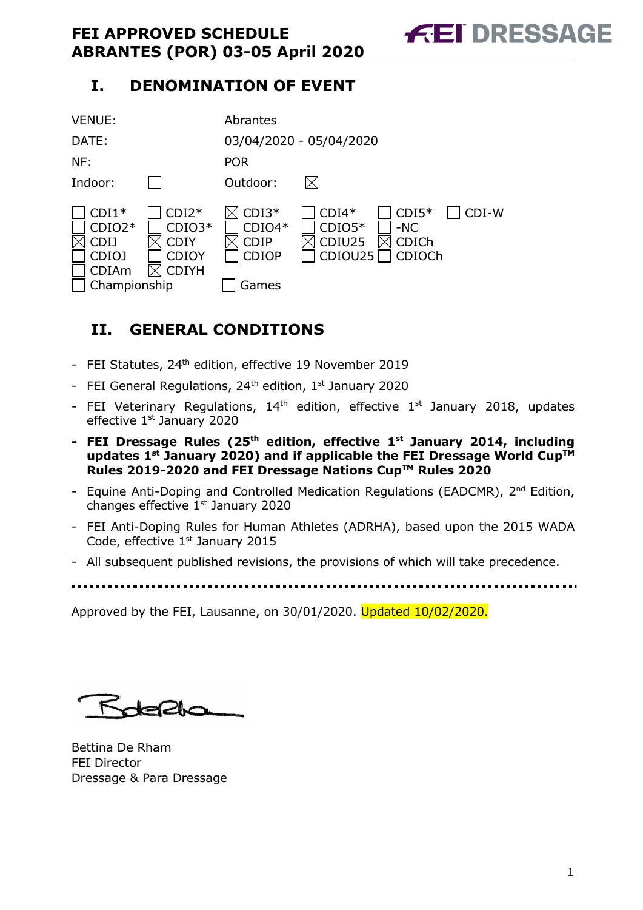# FEI APPROVED SCHEDULE ABRANTES (POR) 03-05 April 2020

## I. DENOMINATION OF EVENT

| | | | |
|---|---|---|---|
| VENUE: | | Abrantes | |
| DATE: | | 03/04/2020 - 05/04/2020 | |
| NF: | | POR | |
| Indoor: | ☐ | Outdoor: | ☒ |

| | | | | | |
|---|---|---|---|---|---|
| ☐ CDI1* | ☐ CDI2* | ☒ CDI3* | ☐ CDI4* | ☐ CDI5* | ☐ CDI-W |
| ☐ CDIO2* | ☐ CDIO3* | ☐ CDIO4* | ☐ CDIO5* | ☐ -NC | |
| ☒ CDIJ | ☒ CDIY | ☒ CDIP | ☒ CDIU25 | ☒ CDICh | |
| ☐ CDIOJ | ☐ CDIOY | ☐ CDIOP | ☐ CDIOU25 | ☐ CDIOCh | |
| ☐ CDIAm | ☒ CDIYH | | | | |
| ☐ Championship | | ☐ Games | | | |

## II. GENERAL CONDITIONS

- FEI Statutes, 24th edition, effective 19 November 2019
- FEI General Regulations, 24th edition, 1st January 2020
- FEI Veterinary Regulations, 14th edition, effective 1st January 2018, updates effective 1st January 2020
- **FEI Dressage Rules (25th edition, effective 1st January 2014, including updates 1st January 2020) and if applicable the FEI Dressage World Cup™ Rules 2019-2020 and FEI Dressage Nations Cup™ Rules 2020**
- Equine Anti-Doping and Controlled Medication Regulations (EADCMR), 2nd Edition, changes effective 1st January 2020
- FEI Anti-Doping Rules for Human Athletes (ADRHA), based upon the 2015 WADA Code, effective 1st January 2015
- All subsequent published revisions, the provisions of which will take precedence.

Approved by the FEI, Lausanne, on 30/01/2020. Updated 10/02/2020.

Bettina De Rham
FEI Director
Dressage & Para Dressage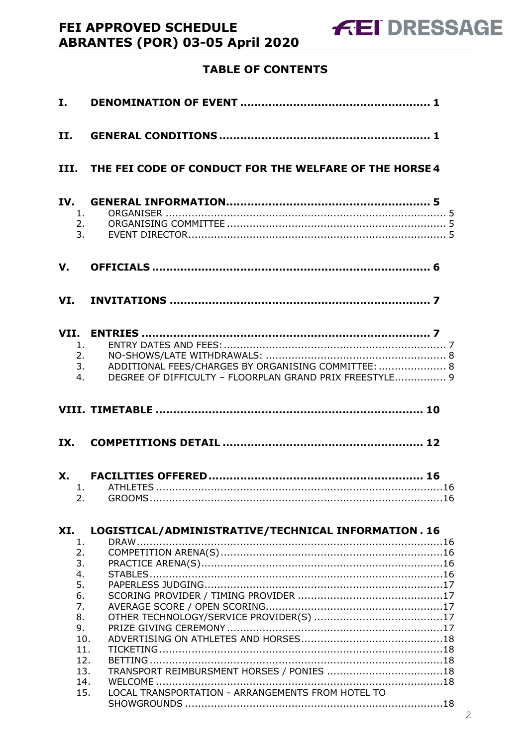# TABLE OF CONTENTS

**I. DENOMINATION OF EVENT ..................................................... 1**

**II. GENERAL CONDITIONS ........................................................... 1**

**III. THE FEI CODE OF CONDUCT FOR THE WELFARE OF THE HORSE 4**

**IV. GENERAL INFORMATION ......................................................... 5**

1. ORGANISER ........................................................................................ 5
2. ORGANISING COMMITTEE ..................................................................... 5
3. EVENT DIRECTOR .................................................................................. 5

**V. OFFICIALS ............................................................................. 6**

**VI. INVITATIONS ........................................................................ 7**

**VII. ENTRIES ................................................................................ 7**

1. ENTRY DATES AND FEES: ..................................................................... 7
2. NO-SHOWS/LATE WITHDRAWALS: ......................................................... 8
3. ADDITIONAL FEES/CHARGES BY ORGANISING COMMITTEE: ..................... 8
4. DEGREE OF DIFFICULTY – FLOORPLAN GRAND PRIX FREESTYLE ................ 9

**VIII. TIMETABLE ......................................................................... 10**

**IX. COMPETITIONS DETAIL ....................................................... 12**

**X. FACILITIES OFFERED ........................................................... 16**

1. ATHLETES ........................................................................................ 16
2. GROOMS .......................................................................................... 16

**XI. LOGISTICAL/ADMINISTRATIVE/TECHNICAL INFORMATION . 16**

1. DRAW ............................................................................................... 16
2. COMPETITION ARENA(S) .................................................................... 16
3. PRACTICE ARENA(S) .......................................................................... 16
4. STABLES ........................................................................................... 16
5. PAPERLESS JUDGING ......................................................................... 17
6. SCORING PROVIDER / TIMING PROVIDER ............................................. 17
7. AVERAGE SCORE / OPEN SCORING ....................................................... 17
8. OTHER TECHNOLOGY/SERVICE PROVIDER(S) ........................................ 17
9. PRIZE GIVING CEREMONY .................................................................. 17
10. ADVERTISING ON ATHLETES AND HORSES ............................................ 18
11. TICKETING ....................................................................................... 18
12. BETTING .......................................................................................... 18
13. TRANSPORT REIMBURSMENT HORSES / PONIES .................................... 18
14. WELCOME ........................................................................................ 18
15. LOCAL TRANSPORTATION - ARRANGEMENTS FROM HOTEL TO SHOWGROUNDS ............................................................................... 18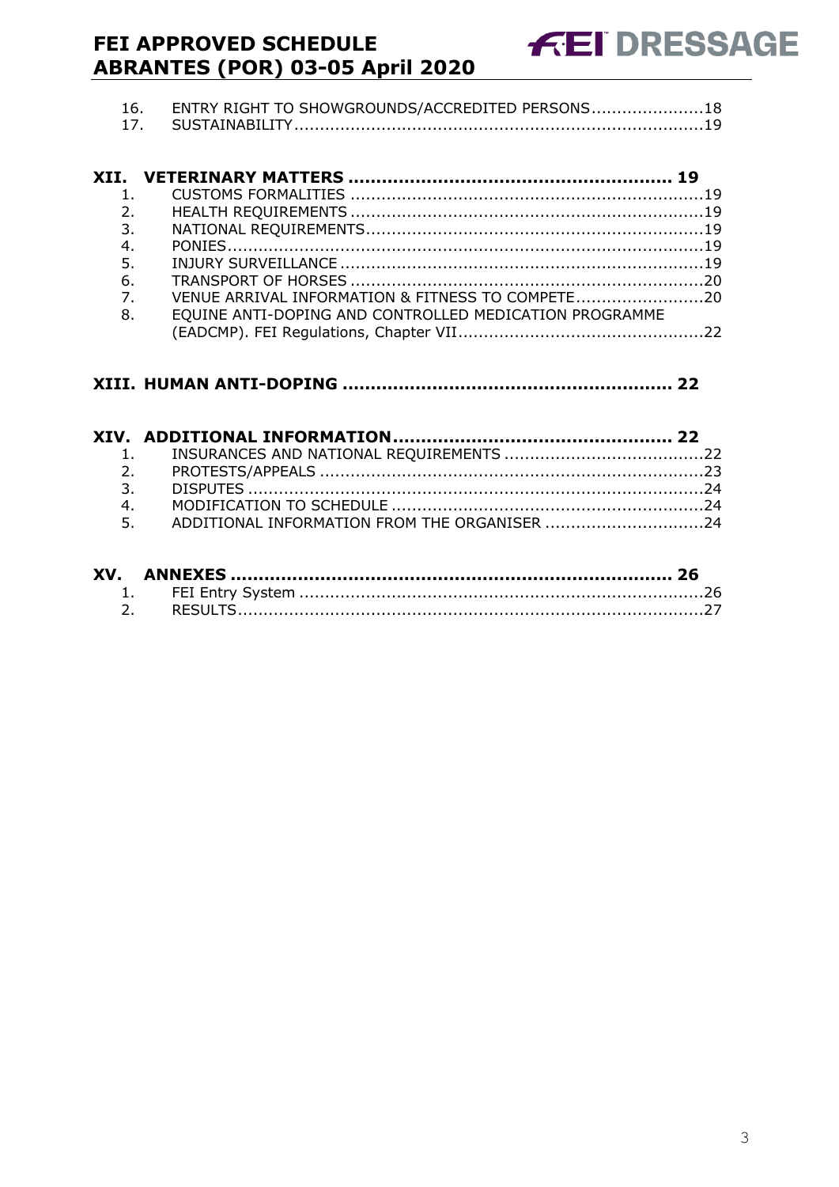16. ENTRY RIGHT TO SHOWGROUNDS/ACCREDITED PERSONS......................18
17. SUSTAINABILITY................................................................................19

**XII. VETERINARY MATTERS ........................................................ 19**

1. CUSTOMS FORMALITIES ....................................................................19
2. HEALTH REQUIREMENTS ....................................................................19
3. NATIONAL REQUIREMENTS.................................................................19
4. PONIES...........................................................................................19
5. INJURY SURVEILLANCE ......................................................................19
6. TRANSPORT OF HORSES ....................................................................20
7. VENUE ARRIVAL INFORMATION & FITNESS TO COMPETE.........................20
8. EQUINE ANTI-DOPING AND CONTROLLED MEDICATION PROGRAMME (EADCMP). FEI Regulations, Chapter VII................................................22

**XIII. HUMAN ANTI-DOPING ......................................................... 22**

**XIV. ADDITIONAL INFORMATION................................................ 22**

1. INSURANCES AND NATIONAL REQUIREMENTS .......................................22
2. PROTESTS/APPEALS ..........................................................................23
3. DISPUTES .......................................................................................24
4. MODIFICATION TO SCHEDULE ............................................................24
5. ADDITIONAL INFORMATION FROM THE ORGANISER ...............................24

**XV. ANNEXES ............................................................................ 26**

1. FEI Entry System ..............................................................................26
2. RESULTS..........................................................................................27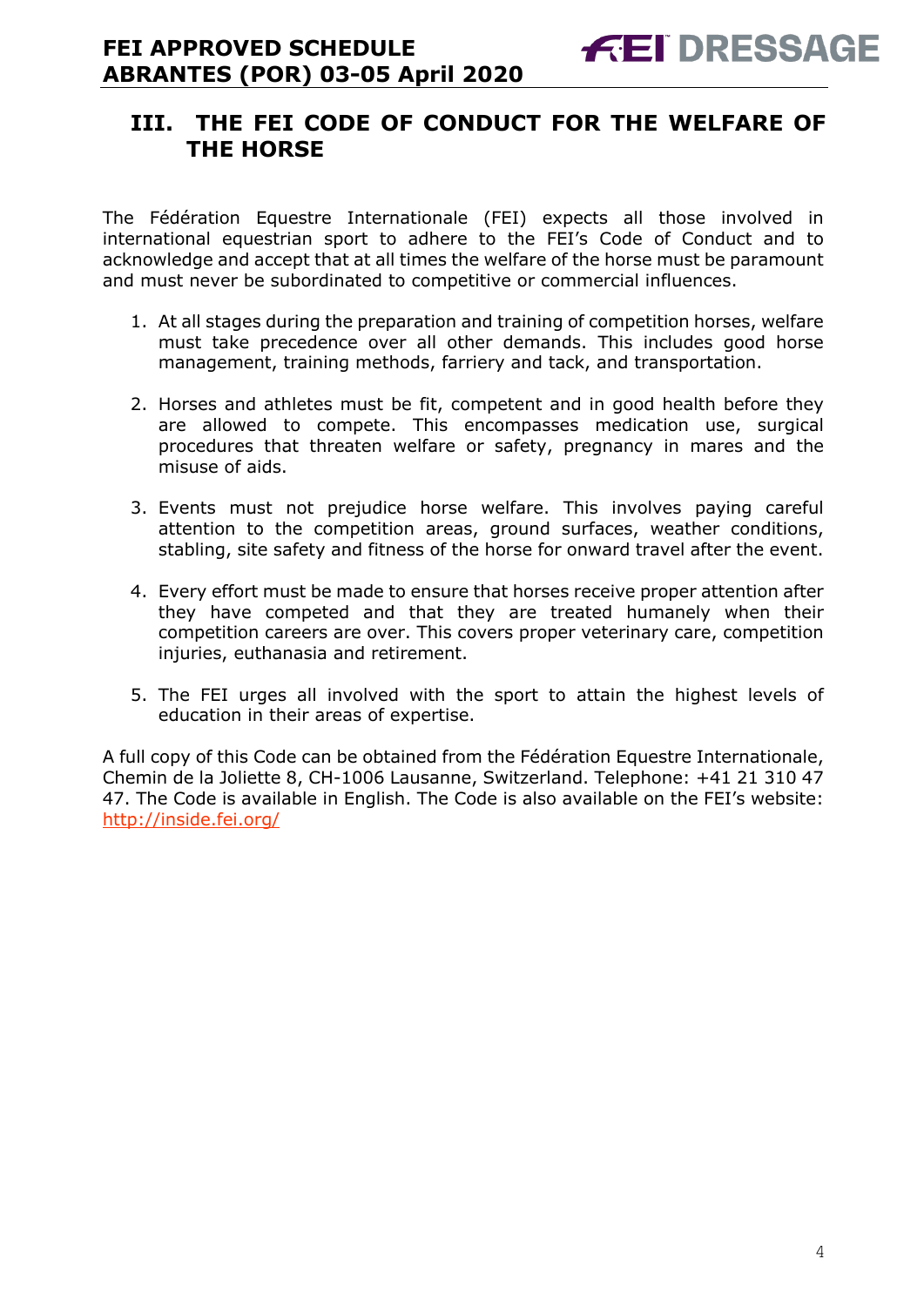# III. THE FEI CODE OF CONDUCT FOR THE WELFARE OF THE HORSE

The Fédération Equestre Internationale (FEI) expects all those involved in international equestrian sport to adhere to the FEI's Code of Conduct and to acknowledge and accept that at all times the welfare of the horse must be paramount and must never be subordinated to competitive or commercial influences.

1. At all stages during the preparation and training of competition horses, welfare must take precedence over all other demands. This includes good horse management, training methods, farriery and tack, and transportation.

2. Horses and athletes must be fit, competent and in good health before they are allowed to compete. This encompasses medication use, surgical procedures that threaten welfare or safety, pregnancy in mares and the misuse of aids.

3. Events must not prejudice horse welfare. This involves paying careful attention to the competition areas, ground surfaces, weather conditions, stabling, site safety and fitness of the horse for onward travel after the event.

4. Every effort must be made to ensure that horses receive proper attention after they have competed and that they are treated humanely when their competition careers are over. This covers proper veterinary care, competition injuries, euthanasia and retirement.

5. The FEI urges all involved with the sport to attain the highest levels of education in their areas of expertise.

A full copy of this Code can be obtained from the Fédération Equestre Internationale, Chemin de la Joliette 8, CH-1006 Lausanne, Switzerland. Telephone: +41 21 310 47 47. The Code is available in English. The Code is also available on the FEI's website: http://inside.fei.org/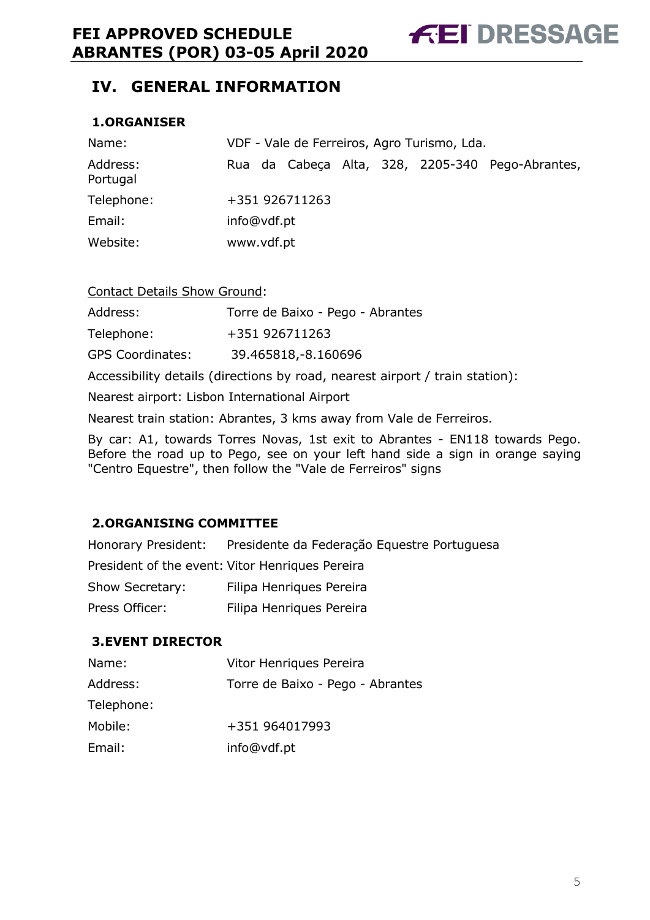## IV. GENERAL INFORMATION

### 1. ORGANISER

| | |
|---|---|
| Name: | VDF - Vale de Ferreiros, Agro Turismo, Lda. |
| Address: | Rua da Cabeça Alta, 328, 2205-340 Pego-Abrantes, Portugal |
| Telephone: | +351 926711263 |
| Email: | info@vdf.pt |
| Website: | www.vdf.pt |

Contact Details Show Ground:

| | |
|---|---|
| Address: | Torre de Baixo - Pego - Abrantes |
| Telephone: | +351 926711263 |
| GPS Coordinates: | 39.465818,-8.160696 |

Accessibility details (directions by road, nearest airport / train station):

Nearest airport: Lisbon International Airport

Nearest train station: Abrantes, 3 kms away from Vale de Ferreiros.

By car: A1, towards Torres Novas, 1st exit to Abrantes - EN118 towards Pego. Before the road up to Pego, see on your left hand side a sign in orange saying "Centro Equestre", then follow the "Vale de Ferreiros" signs

### 2. ORGANISING COMMITTEE

| | |
|---|---|
| Honorary President: | Presidente da Federação Equestre Portuguesa |
| President of the event: | Vitor Henriques Pereira |
| Show Secretary: | Filipa Henriques Pereira |
| Press Officer: | Filipa Henriques Pereira |

### 3. EVENT DIRECTOR

| | |
|---|---|
| Name: | Vitor Henriques Pereira |
| Address: | Torre de Baixo - Pego - Abrantes |
| Telephone: | |
| Mobile: | +351 964017993 |
| Email: | info@vdf.pt |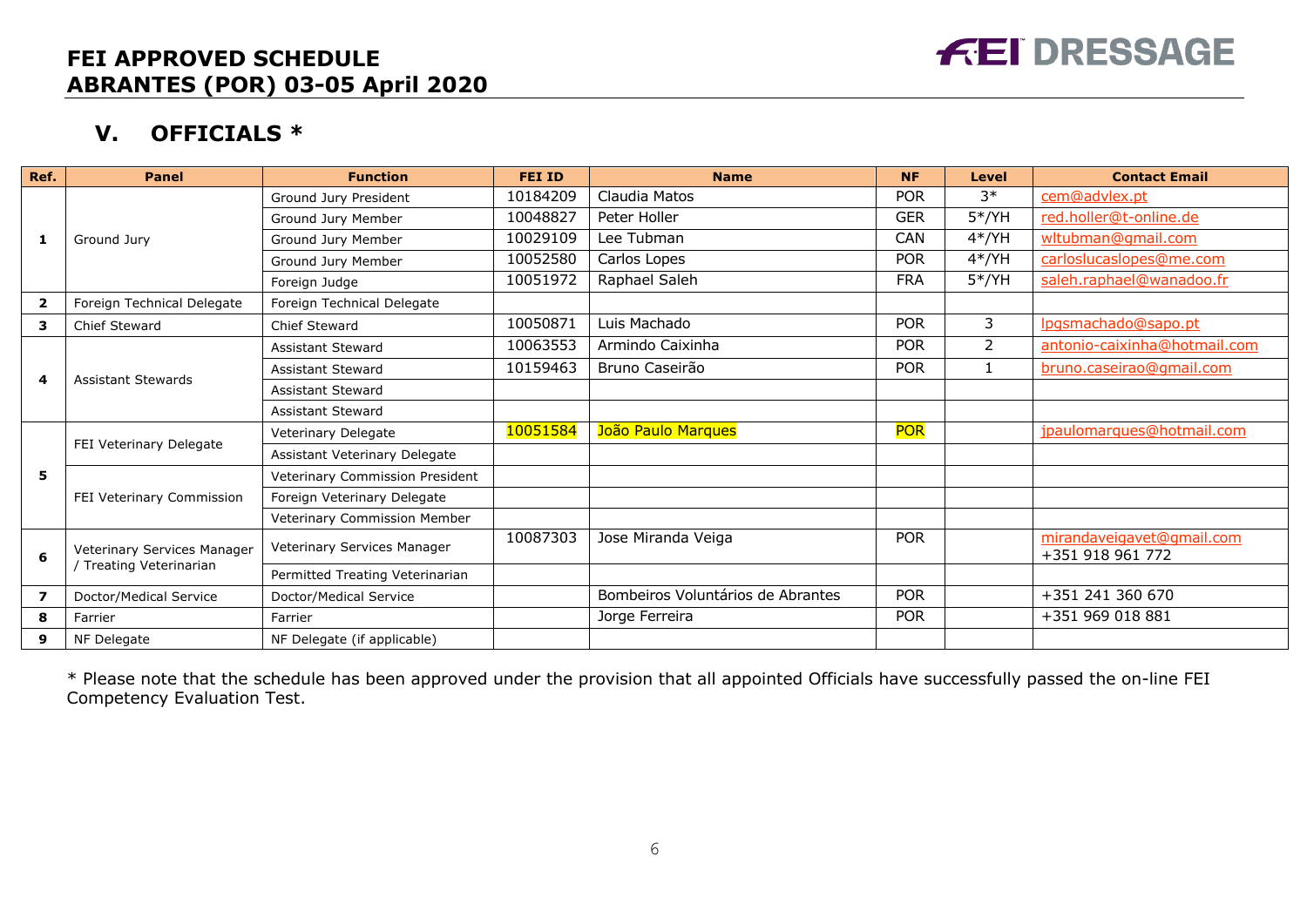## V. OFFICIALS *

| Ref. | Panel | Function | FEI ID | Name | NF | Level | Contact Email |
|---|---|---|---|---|---|---|---|
| 1 | Ground Jury | Ground Jury President | 10184209 | Claudia Matos | POR | 3* | cem@advlex.pt |
| | | Ground Jury Member | 10048827 | Peter Holler | GER | 5*/YH | red.holler@t-online.de |
| | | Ground Jury Member | 10029109 | Lee Tubman | CAN | 4*/YH | wltubman@gmail.com |
| | | Ground Jury Member | 10052580 | Carlos Lopes | POR | 4*/YH | carloslucaslopes@me.com |
| | | Foreign Judge | 10051972 | Raphael Saleh | FRA | 5*/YH | saleh.raphael@wanadoo.fr |
| 2 | Foreign Technical Delegate | Foreign Technical Delegate | | | | | |
| 3 | Chief Steward | Chief Steward | 10050871 | Luis Machado | POR | 3 | lpgsmachado@sapo.pt |
| 4 | Assistant Stewards | Assistant Steward | 10063553 | Armindo Caixinha | POR | 2 | antonio-caixinha@hotmail.com |
| | | Assistant Steward | 10159463 | Bruno Caseirão | POR | 1 | bruno.caseirao@gmail.com |
| | | Assistant Steward | | | | | |
| | | Assistant Steward | | | | | |
| 5 | FEI Veterinary Delegate | Veterinary Delegate | 10051584 | João Paulo Marques | POR | | jpaulomarques@hotmail.com |
| | | Assistant Veterinary Delegate | | | | | |
| | FEI Veterinary Commission | Veterinary Commission President | | | | | |
| | | Foreign Veterinary Delegate | | | | | |
| | | Veterinary Commission Member | | | | | |
| 6 | Veterinary Services Manager / Treating Veterinarian | Veterinary Services Manager | 10087303 | Jose Miranda Veiga | POR | | mirandaveigavet@gmail.com +351 918 961 772 |
| | | Permitted Treating Veterinarian | | | | | |
| 7 | Doctor/Medical Service | Doctor/Medical Service | | Bombeiros Voluntários de Abrantes | POR | | +351 241 360 670 |
| 8 | Farrier | Farrier | | Jorge Ferreira | POR | | +351 969 018 881 |
| 9 | NF Delegate | NF Delegate (if applicable) | | | | | |

* Please note that the schedule has been approved under the provision that all appointed Officials have successfully passed the on-line FEI Competency Evaluation Test.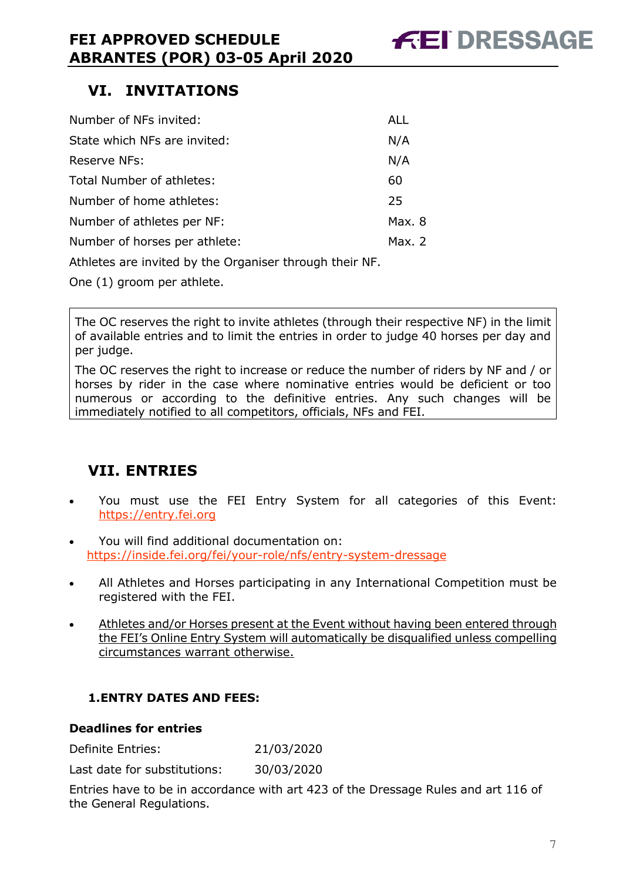## VI. INVITATIONS

| | |
|---|---|
| Number of NFs invited: | ALL |
| State which NFs are invited: | N/A |
| Reserve NFs: | N/A |
| Total Number of athletes: | 60 |
| Number of home athletes: | 25 |
| Number of athletes per NF: | Max. 8 |
| Number of horses per athlete: | Max. 2 |

Athletes are invited by the Organiser through their NF.

One (1) groom per athlete.

> The OC reserves the right to invite athletes (through their respective NF) in the limit of available entries and to limit the entries in order to judge 40 horses per day and per judge.
>
> The OC reserves the right to increase or reduce the number of riders by NF and / or horses by rider in the case where nominative entries would be deficient or too numerous or according to the definitive entries. Any such changes will be immediately notified to all competitors, officials, NFs and FEI.

## VII. ENTRIES

- You must use the FEI Entry System for all categories of this Event: https://entry.fei.org
- You will find additional documentation on: https://inside.fei.org/fei/your-role/nfs/entry-system-dressage
- All Athletes and Horses participating in any International Competition must be registered with the FEI.
- <u>Athletes and/or Horses present at the Event without having been entered through the FEI's Online Entry System will automatically be disqualified unless compelling circumstances warrant otherwise.</u>

### 1. ENTRY DATES AND FEES:

**Deadlines for entries**

| | |
|---|---|
| Definite Entries: | 21/03/2020 |
| Last date for substitutions: | 30/03/2020 |

Entries have to be in accordance with art 423 of the Dressage Rules and art 116 of the General Regulations.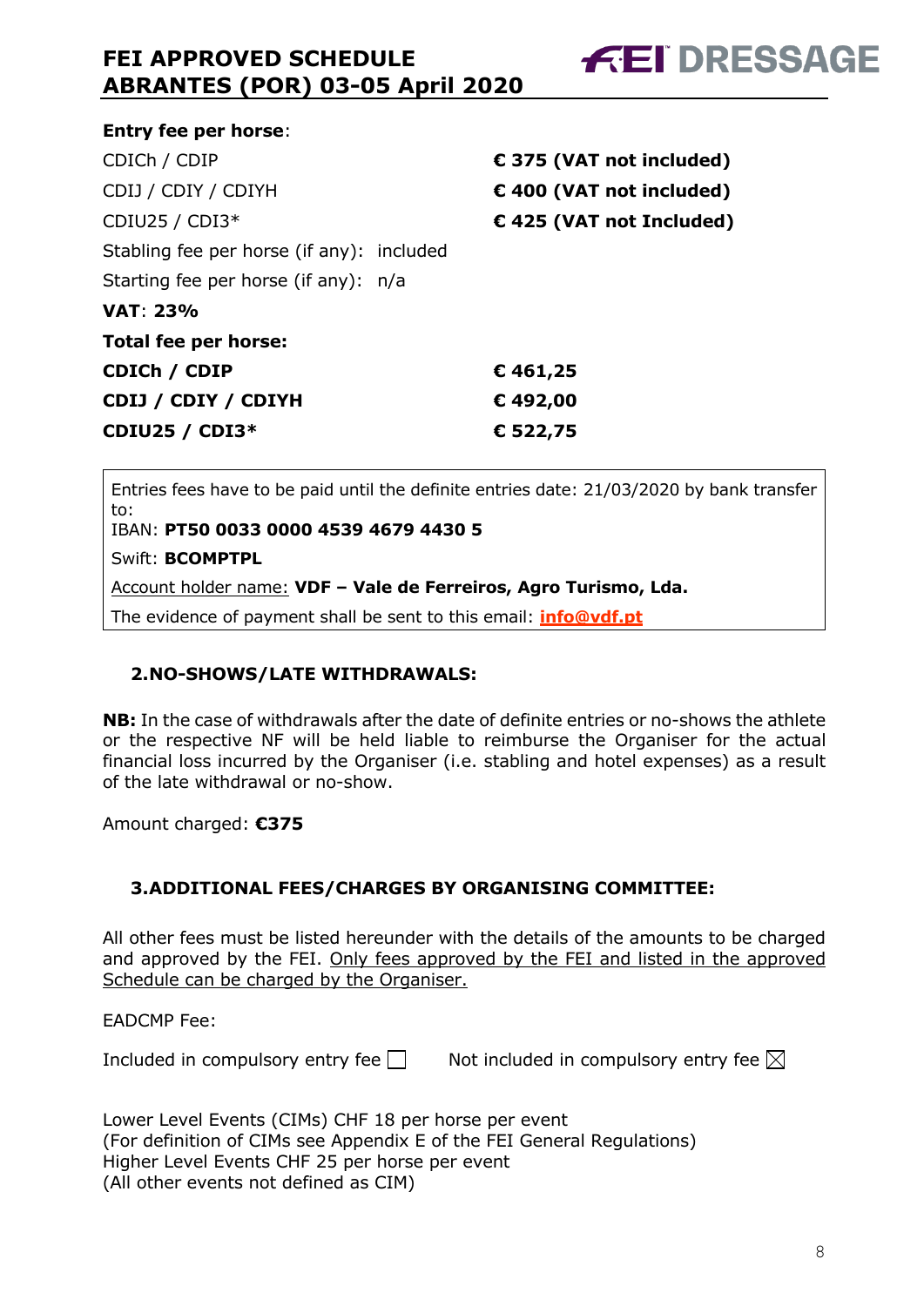**Entry fee per horse**:

| | |
|---|---|
| CDICh / CDIP | **€ 375 (VAT not included)** |
| CDIJ / CDIY / CDIYH | **€ 400 (VAT not included)** |
| CDIU25 / CDI3* | **€ 425 (VAT not Included)** |

Stabling fee per horse (if any): included

Starting fee per horse (if any): n/a

**VAT**: **23%**

**Total fee per horse:**

| | |
|---|---|
| **CDICh / CDIP** | **€ 461,25** |
| **CDIJ / CDIY / CDIYH** | **€ 492,00** |
| **CDIU25 / CDI3*** | **€ 522,75** |

> Entries fees have to be paid until the definite entries date: 21/03/2020 by bank transfer to:
>
> IBAN: **PT50 0033 0000 4539 4679 4430 5**
>
> Swift: **BCOMPTPL**
>
> Account holder name: **VDF – Vale de Ferreiros, Agro Turismo, Lda.**
>
> The evidence of payment shall be sent to this email: **info@vdf.pt**

## 2. NO-SHOWS/LATE WITHDRAWALS:

**NB:** In the case of withdrawals after the date of definite entries or no-shows the athlete or the respective NF will be held liable to reimburse the Organiser for the actual financial loss incurred by the Organiser (i.e. stabling and hotel expenses) as a result of the late withdrawal or no-show.

Amount charged: **€375**

## 3. ADDITIONAL FEES/CHARGES BY ORGANISING COMMITTEE:

All other fees must be listed hereunder with the details of the amounts to be charged and approved by the FEI. Only fees approved by the FEI and listed in the approved Schedule can be charged by the Organiser.

EADCMP Fee:

Included in compulsory entry fee ☐ Not included in compulsory entry fee ☒

Lower Level Events (CIMs) CHF 18 per horse per event
(For definition of CIMs see Appendix E of the FEI General Regulations)
Higher Level Events CHF 25 per horse per event
(All other events not defined as CIM)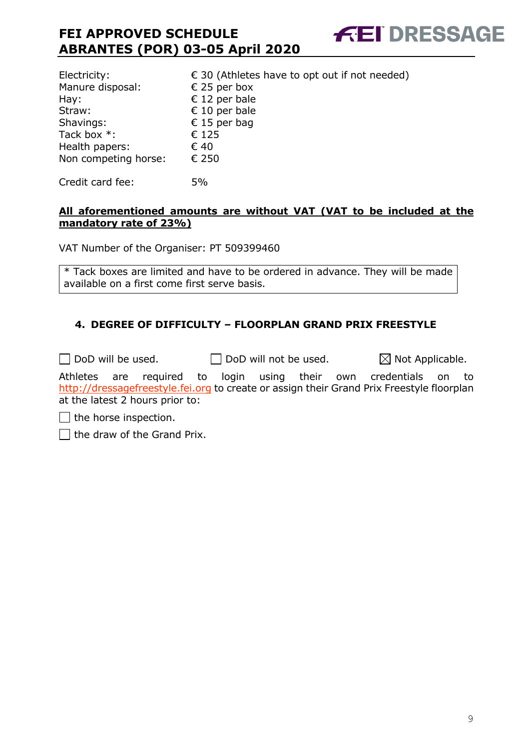| | |
|---|---|
| Electricity: | € 30 (Athletes have to opt out if not needed) |
| Manure disposal: | € 25 per box |
| Hay: | € 12 per bale |
| Straw: | € 10 per bale |
| Shavings: | € 15 per bag |
| Tack box *: | € 125 |
| Health papers: | € 40 |
| Non competing horse: | € 250 |

Credit card fee: 5%

**All aforementioned amounts are without VAT (VAT to be included at the mandatory rate of 23%)**

VAT Number of the Organiser: PT 509399460

* Tack boxes are limited and have to be ordered in advance. They will be made available on a first come first serve basis.

### 4. DEGREE OF DIFFICULTY – FLOORPLAN GRAND PRIX FREESTYLE

☐ DoD will be used. ☐ DoD will not be used. ☒ Not Applicable.

Athletes are required to login using their own credentials on to http://dressagefreestyle.fei.org to create or assign their Grand Prix Freestyle floorplan at the latest 2 hours prior to:

☐ the horse inspection.

☐ the draw of the Grand Prix.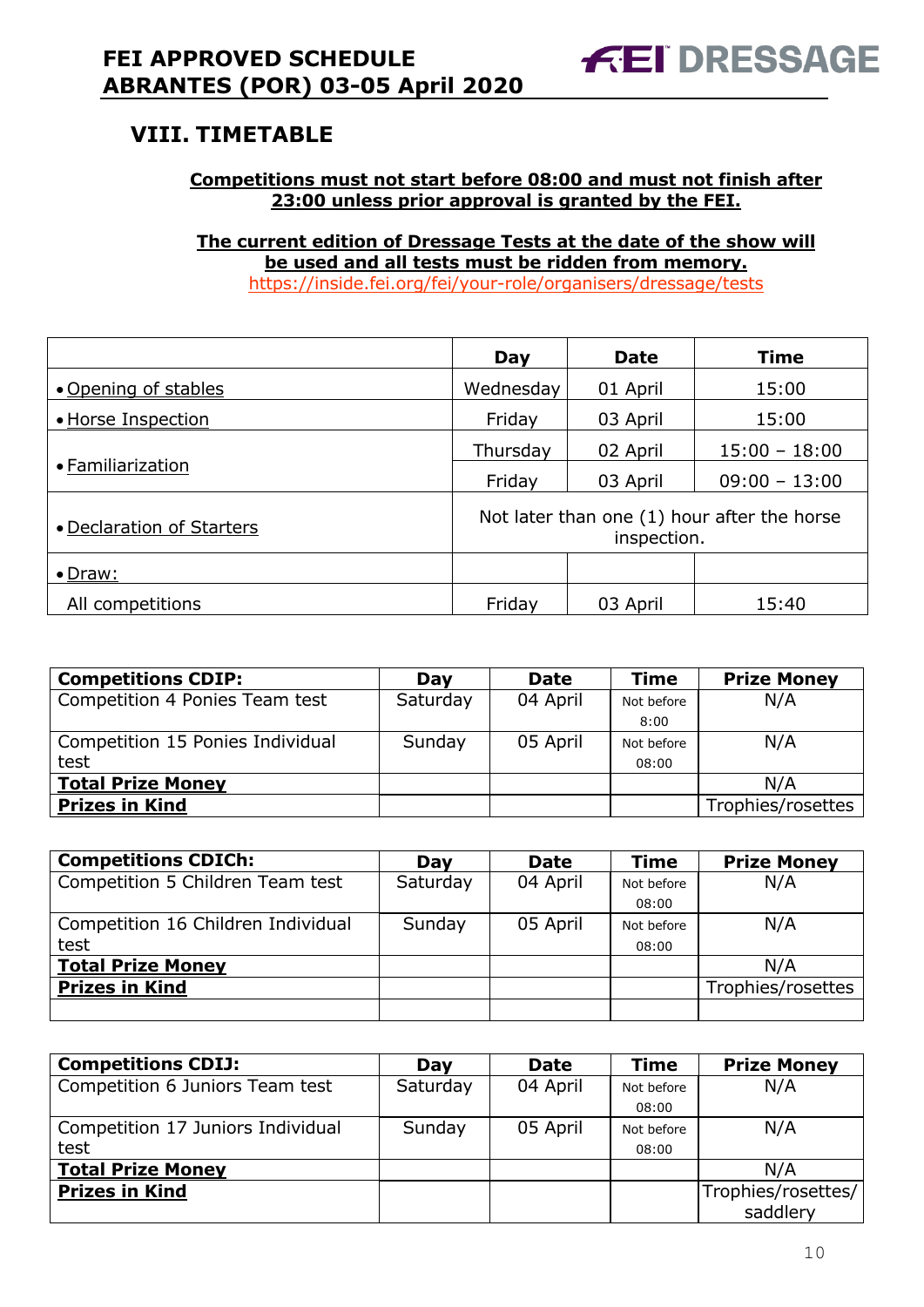## VIII. TIMETABLE

**Competitions must not start before 08:00 and must not finish after 23:00 unless prior approval is granted by the FEI.**

**The current edition of Dressage Tests at the date of the show will be used and all tests must be ridden from memory.**
https://inside.fei.org/fei/your-role/organisers/dressage/tests

| | Day | Date | Time |
|---|---|---|---|
| • Opening of stables | Wednesday | 01 April | 15:00 |
| • Horse Inspection | Friday | 03 April | 15:00 |
| • Familiarization | Thursday | 02 April | 15:00 – 18:00 |
| | Friday | 03 April | 09:00 – 13:00 |
| • Declaration of Starters | Not later than one (1) hour after the horse inspection. | | |
| • Draw: | | | |
| All competitions | Friday | 03 April | 15:40 |

| Competitions CDIP: | Day | Date | Time | Prize Money |
|---|---|---|---|---|
| Competition 4 Ponies Team test | Saturday | 04 April | Not before 8:00 | N/A |
| Competition 15 Ponies Individual test | Sunday | 05 April | Not before 08:00 | N/A |
| **Total Prize Money** | | | | N/A |
| **Prizes in Kind** | | | | Trophies/rosettes |

| Competitions CDICh: | Day | Date | Time | Prize Money |
|---|---|---|---|---|
| Competition 5 Children Team test | Saturday | 04 April | Not before 08:00 | N/A |
| Competition 16 Children Individual test | Sunday | 05 April | Not before 08:00 | N/A |
| **Total Prize Money** | | | | N/A |
| **Prizes in Kind** | | | | Trophies/rosettes |
| | | | | |

| Competitions CDIJ: | Day | Date | Time | Prize Money |
|---|---|---|---|---|
| Competition 6 Juniors Team test | Saturday | 04 April | Not before 08:00 | N/A |
| Competition 17 Juniors Individual test | Sunday | 05 April | Not before 08:00 | N/A |
| **Total Prize Money** | | | | N/A |
| **Prizes in Kind** | | | | Trophies/rosettes/ saddlery |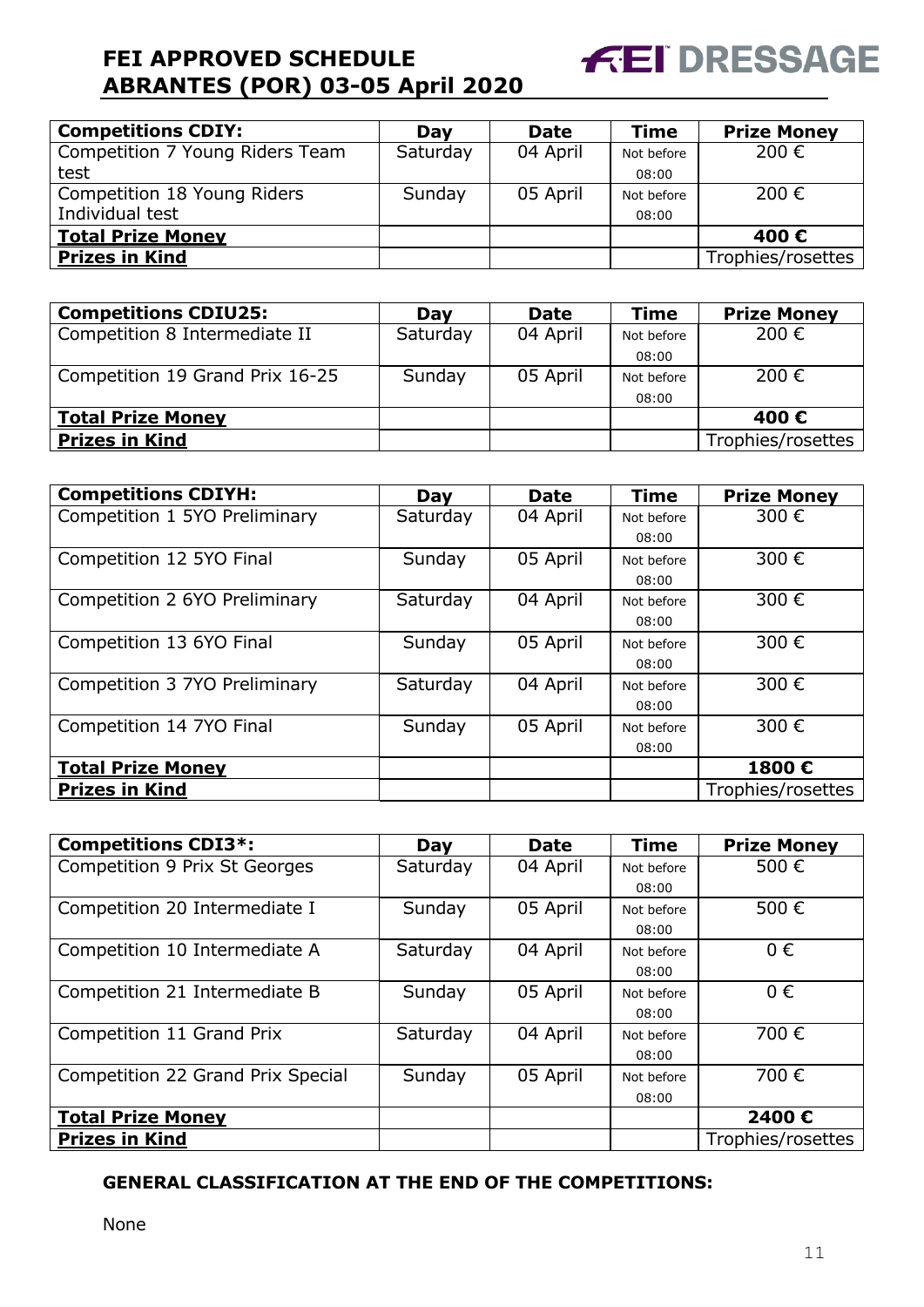| **Competitions CDIY:** | **Day** | **Date** | **Time** | **Prize Money** |
|---|---|---|---|---|
| Competition 7 Young Riders Team test | Saturday | 04 April | Not before 08:00 | 200 € |
| Competition 18 Young Riders Individual test | Sunday | 05 April | Not before 08:00 | 200 € |
| **Total Prize Money** | | | | **400 €** |
| **Prizes in Kind** | | | | Trophies/rosettes |

| **Competitions CDIU25:** | **Day** | **Date** | **Time** | **Prize Money** |
|---|---|---|---|---|
| Competition 8 Intermediate II | Saturday | 04 April | Not before 08:00 | 200 € |
| Competition 19 Grand Prix 16-25 | Sunday | 05 April | Not before 08:00 | 200 € |
| **Total Prize Money** | | | | **400 €** |
| **Prizes in Kind** | | | | Trophies/rosettes |

| **Competitions CDIYH:** | **Day** | **Date** | **Time** | **Prize Money** |
|---|---|---|---|---|
| Competition 1 5YO Preliminary | Saturday | 04 April | Not before 08:00 | 300 € |
| Competition 12 5YO Final | Sunday | 05 April | Not before 08:00 | 300 € |
| Competition 2 6YO Preliminary | Saturday | 04 April | Not before 08:00 | 300 € |
| Competition 13 6YO Final | Sunday | 05 April | Not before 08:00 | 300 € |
| Competition 3 7YO Preliminary | Saturday | 04 April | Not before 08:00 | 300 € |
| Competition 14 7YO Final | Sunday | 05 April | Not before 08:00 | 300 € |
| **Total Prize Money** | | | | **1800 €** |
| **Prizes in Kind** | | | | Trophies/rosettes |

| **Competitions CDI3*:** | **Day** | **Date** | **Time** | **Prize Money** |
|---|---|---|---|---|
| Competition 9 Prix St Georges | Saturday | 04 April | Not before 08:00 | 500 € |
| Competition 20 Intermediate I | Sunday | 05 April | Not before 08:00 | 500 € |
| Competition 10 Intermediate A | Saturday | 04 April | Not before 08:00 | 0 € |
| Competition 21 Intermediate B | Sunday | 05 April | Not before 08:00 | 0 € |
| Competition 11 Grand Prix | Saturday | 04 April | Not before 08:00 | 700 € |
| Competition 22 Grand Prix Special | Sunday | 05 April | Not before 08:00 | 700 € |
| **Total Prize Money** | | | | **2400 €** |
| **Prizes in Kind** | | | | Trophies/rosettes |

**GENERAL CLASSIFICATION AT THE END OF THE COMPETITIONS:**

None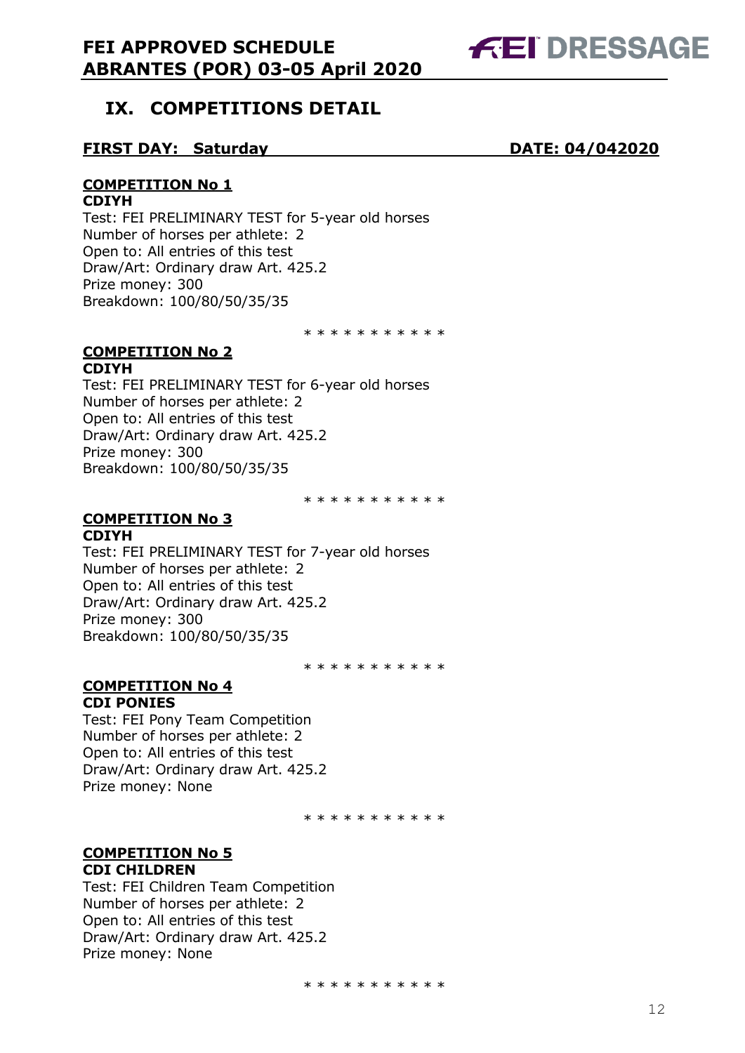## IX. COMPETITIONS DETAIL

**FIRST DAY: Saturday** **DATE: 04/042020**

**COMPETITION No 1**
**CDIYH**
Test: FEI PRELIMINARY TEST for 5-year old horses
Number of horses per athlete: 2
Open to: All entries of this test
Draw/Art: Ordinary draw Art. 425.2
Prize money: 300
Breakdown: 100/80/50/35/35

* * * * * * * * * * *

**COMPETITION No 2**
**CDIYH**
Test: FEI PRELIMINARY TEST for 6-year old horses
Number of horses per athlete: 2
Open to: All entries of this test
Draw/Art: Ordinary draw Art. 425.2
Prize money: 300
Breakdown: 100/80/50/35/35

* * * * * * * * * * *

**COMPETITION No 3**
**CDIYH**
Test: FEI PRELIMINARY TEST for 7-year old horses
Number of horses per athlete: 2
Open to: All entries of this test
Draw/Art: Ordinary draw Art. 425.2
Prize money: 300
Breakdown: 100/80/50/35/35

* * * * * * * * * * *

**COMPETITION No 4**
**CDI PONIES**
Test: FEI Pony Team Competition
Number of horses per athlete: 2
Open to: All entries of this test
Draw/Art: Ordinary draw Art. 425.2
Prize money: None

* * * * * * * * * * *

**COMPETITION No 5**
**CDI CHILDREN**
Test: FEI Children Team Competition
Number of horses per athlete: 2
Open to: All entries of this test
Draw/Art: Ordinary draw Art. 425.2
Prize money: None

* * * * * * * * * * *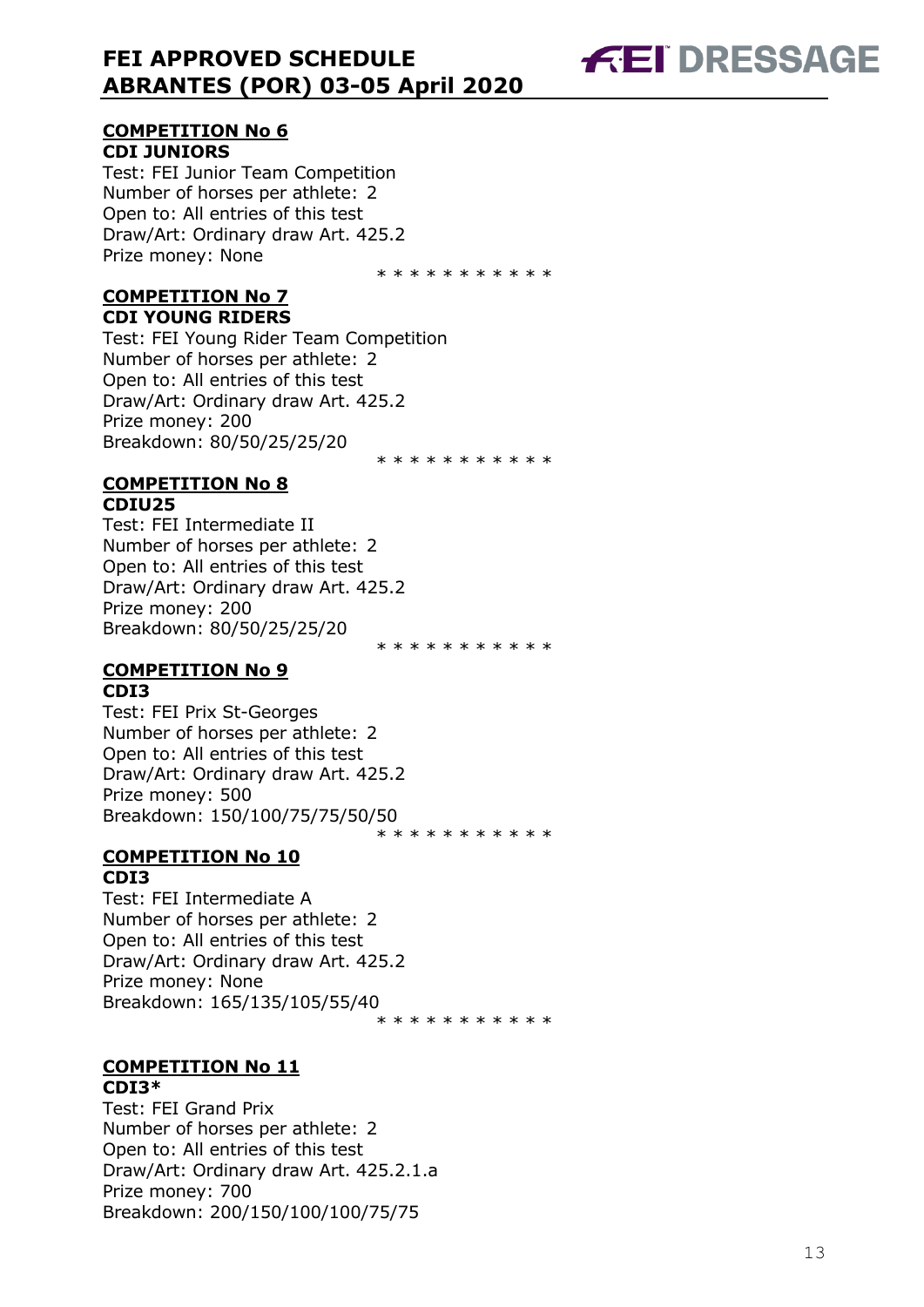### COMPETITION No 6

**CDI JUNIORS**

Test: FEI Junior Team Competition
Number of horses per athlete: 2
Open to: All entries of this test
Draw/Art: Ordinary draw Art. 425.2
Prize money: None

\* \* \* \* \* \* \* \* \* \* \*

### COMPETITION No 7

**CDI YOUNG RIDERS**

Test: FEI Young Rider Team Competition
Number of horses per athlete: 2
Open to: All entries of this test
Draw/Art: Ordinary draw Art. 425.2
Prize money: 200
Breakdown: 80/50/25/25/20

\* \* \* \* \* \* \* \* \* \* \*

### COMPETITION No 8

**CDIU25**

Test: FEI Intermediate II
Number of horses per athlete: 2
Open to: All entries of this test
Draw/Art: Ordinary draw Art. 425.2
Prize money: 200
Breakdown: 80/50/25/25/20

\* \* \* \* \* \* \* \* \* \* \*

### COMPETITION No 9

**CDI3**

Test: FEI Prix St-Georges
Number of horses per athlete: 2
Open to: All entries of this test
Draw/Art: Ordinary draw Art. 425.2
Prize money: 500
Breakdown: 150/100/75/75/50/50

\* \* \* \* \* \* \* \* \* \* \*

### COMPETITION No 10

**CDI3**

Test: FEI Intermediate A
Number of horses per athlete: 2
Open to: All entries of this test
Draw/Art: Ordinary draw Art. 425.2
Prize money: None
Breakdown: 165/135/105/55/40

\* \* \* \* \* \* \* \* \* \* \*

### COMPETITION No 11

**CDI3***

Test: FEI Grand Prix
Number of horses per athlete: 2
Open to: All entries of this test
Draw/Art: Ordinary draw Art. 425.2.1.a
Prize money: 700
Breakdown: 200/150/100/100/75/75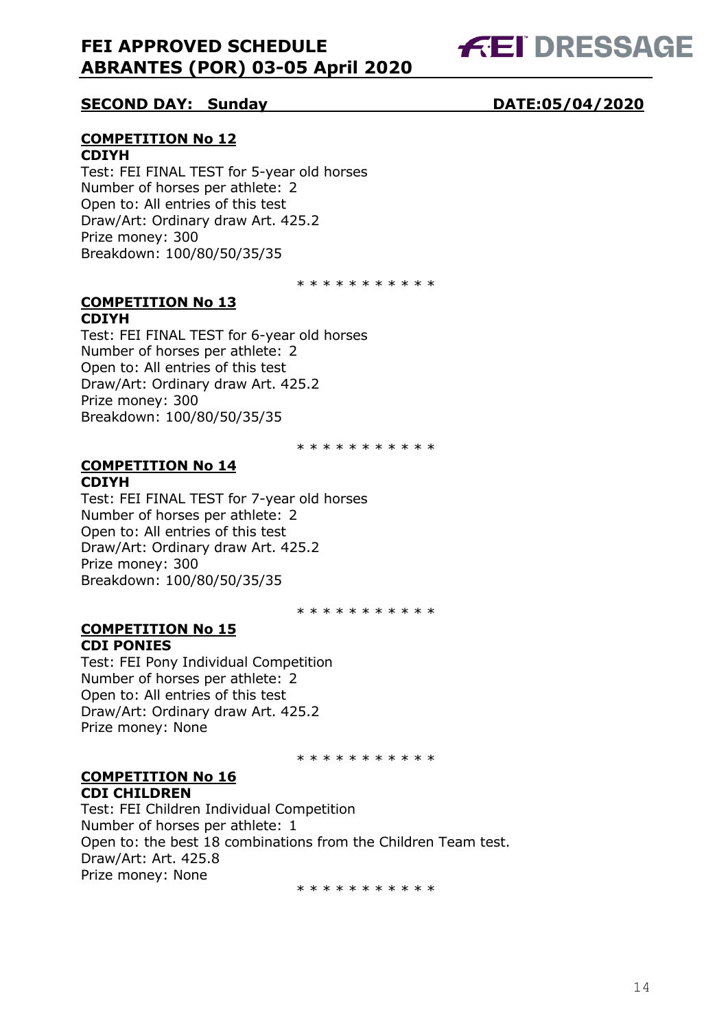**SECOND DAY: Sunday** **DATE:05/04/2020**

## COMPETITION No 12

**CDIYH**

Test: FEI FINAL TEST for 5-year old horses
Number of horses per athlete: 2
Open to: All entries of this test
Draw/Art: Ordinary draw Art. 425.2
Prize money: 300
Breakdown: 100/80/50/35/35

\* \* \* \* \* \* \* \* \* \* \*

## COMPETITION No 13

**CDIYH**

Test: FEI FINAL TEST for 6-year old horses
Number of horses per athlete: 2
Open to: All entries of this test
Draw/Art: Ordinary draw Art. 425.2
Prize money: 300
Breakdown: 100/80/50/35/35

\* \* \* \* \* \* \* \* \* \* \*

## COMPETITION No 14

**CDIYH**

Test: FEI FINAL TEST for 7-year old horses
Number of horses per athlete: 2
Open to: All entries of this test
Draw/Art: Ordinary draw Art. 425.2
Prize money: 300
Breakdown: 100/80/50/35/35

\* \* \* \* \* \* \* \* \* \* \*

## COMPETITION No 15

**CDI PONIES**

Test: FEI Pony Individual Competition
Number of horses per athlete: 2
Open to: All entries of this test
Draw/Art: Ordinary draw Art. 425.2
Prize money: None

\* \* \* \* \* \* \* \* \* \* \*

## COMPETITION No 16

**CDI CHILDREN**

Test: FEI Children Individual Competition
Number of horses per athlete: 1
Open to: the best 18 combinations from the Children Team test.
Draw/Art: Art. 425.8
Prize money: None

\* \* \* \* \* \* \* \* \* \* \*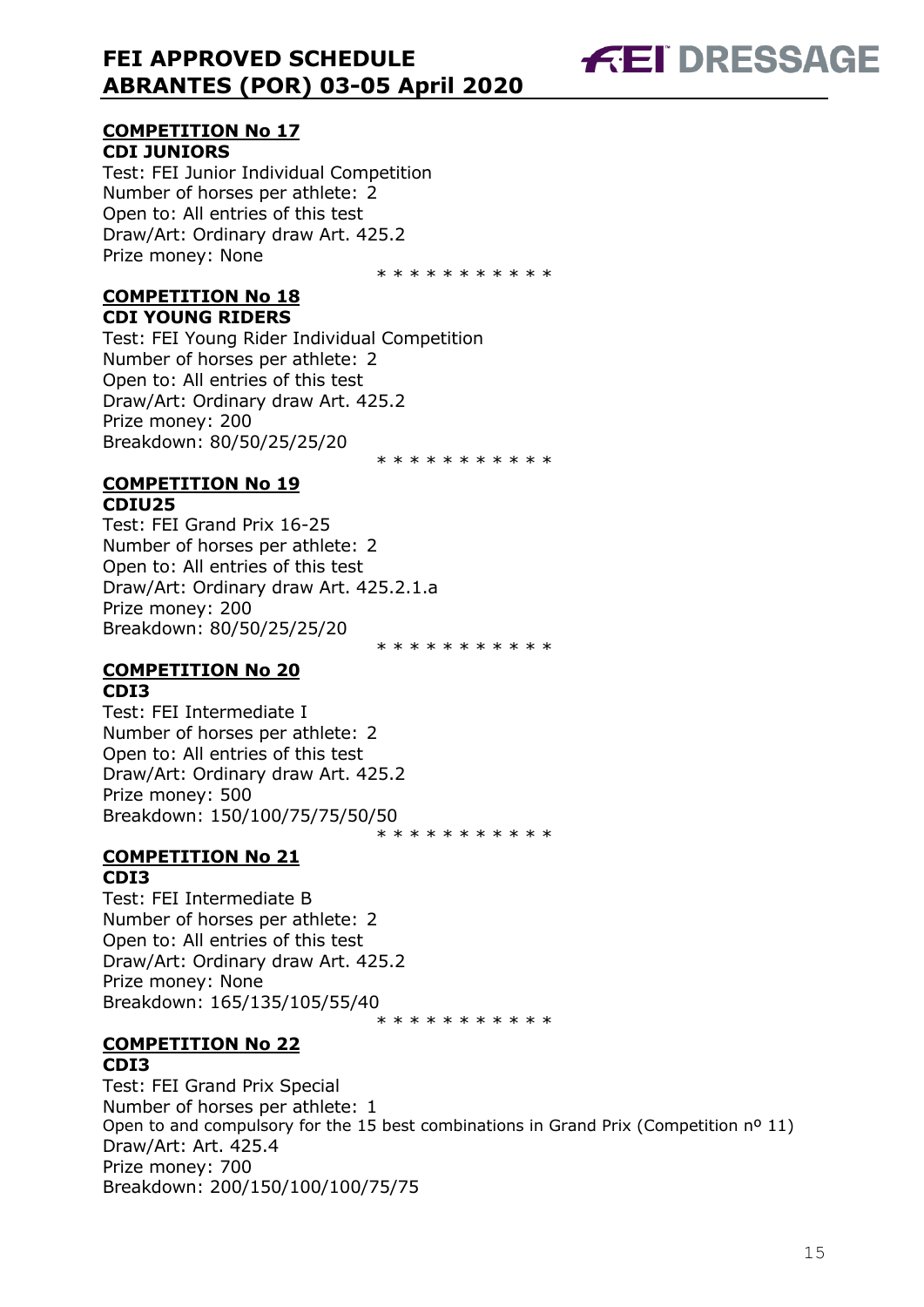**COMPETITION No 17**
**CDI JUNIORS**
Test: FEI Junior Individual Competition
Number of horses per athlete: 2
Open to: All entries of this test
Draw/Art: Ordinary draw Art. 425.2
Prize money: None

* * * * * * * * * * *

**COMPETITION No 18**
**CDI YOUNG RIDERS**
Test: FEI Young Rider Individual Competition
Number of horses per athlete: 2
Open to: All entries of this test
Draw/Art: Ordinary draw Art. 425.2
Prize money: 200
Breakdown: 80/50/25/25/20

* * * * * * * * * * *

**COMPETITION No 19**
**CDIU25**
Test: FEI Grand Prix 16-25
Number of horses per athlete: 2
Open to: All entries of this test
Draw/Art: Ordinary draw Art. 425.2.1.a
Prize money: 200
Breakdown: 80/50/25/25/20

* * * * * * * * * * *

**COMPETITION No 20**
**CDI3**
Test: FEI Intermediate I
Number of horses per athlete: 2
Open to: All entries of this test
Draw/Art: Ordinary draw Art. 425.2
Prize money: 500
Breakdown: 150/100/75/75/50/50

* * * * * * * * * * *

**COMPETITION No 21**
**CDI3**
Test: FEI Intermediate B
Number of horses per athlete: 2
Open to: All entries of this test
Draw/Art: Ordinary draw Art. 425.2
Prize money: None
Breakdown: 165/135/105/55/40

* * * * * * * * * * *

**COMPETITION No 22**
**CDI3**
Test: FEI Grand Prix Special
Number of horses per athlete: 1
Open to and compulsory for the 15 best combinations in Grand Prix (Competition nº 11)
Draw/Art: Art. 425.4
Prize money: 700
Breakdown: 200/150/100/100/75/75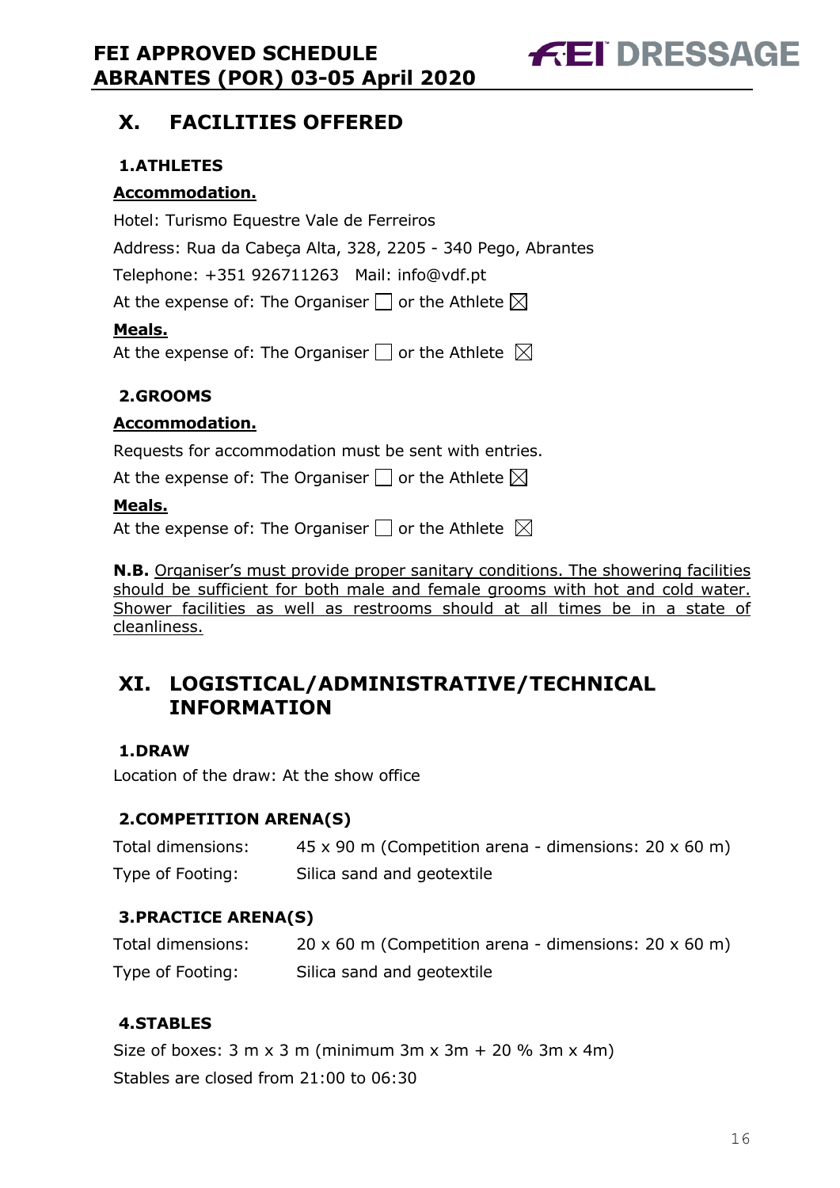## X. FACILITIES OFFERED

### 1.ATHLETES

**Accommodation.**

Hotel: Turismo Equestre Vale de Ferreiros

Address: Rua da Cabeça Alta, 328, 2205 - 340 Pego, Abrantes

Telephone: +351 926711263   Mail: info@vdf.pt

At the expense of: The Organiser ☐ or the Athlete ☒

**Meals.**

At the expense of: The Organiser ☐ or the Athlete ☒

### 2.GROOMS

**Accommodation.**

Requests for accommodation must be sent with entries.

At the expense of: The Organiser ☐ or the Athlete ☒

**Meals.**

At the expense of: The Organiser ☐ or the Athlete ☒

**N.B.** Organiser's must provide proper sanitary conditions. The showering facilities should be sufficient for both male and female grooms with hot and cold water. Shower facilities as well as restrooms should at all times be in a state of cleanliness.

## XI. LOGISTICAL/ADMINISTRATIVE/TECHNICAL INFORMATION

### 1.DRAW

Location of the draw: At the show office

### 2.COMPETITION ARENA(S)

| | |
|---|---|
| Total dimensions: | 45 x 90 m (Competition arena - dimensions: 20 x 60 m) |
| Type of Footing: | Silica sand and geotextile |

### 3.PRACTICE ARENA(S)

| | |
|---|---|
| Total dimensions: | 20 x 60 m (Competition arena - dimensions: 20 x 60 m) |
| Type of Footing: | Silica sand and geotextile |

### 4.STABLES

Size of boxes: 3 m x 3 m (minimum 3m x 3m + 20 % 3m x 4m)

Stables are closed from 21:00 to 06:30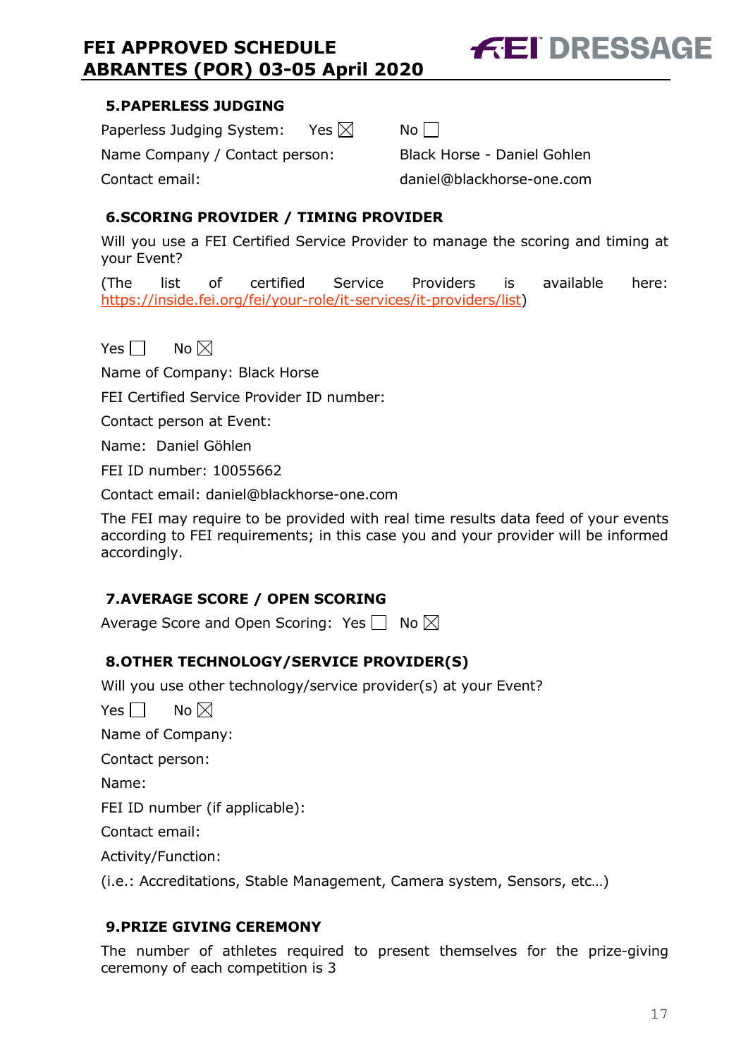## 5.PAPERLESS JUDGING

Paperless Judging System: Yes ☒ No ☐

Name Company / Contact person: Black Horse - Daniel Gohlen

Contact email: daniel@blackhorse-one.com

## 6.SCORING PROVIDER / TIMING PROVIDER

Will you use a FEI Certified Service Provider to manage the scoring and timing at your Event?

(The list of certified Service Providers is available here: https://inside.fei.org/fei/your-role/it-services/it-providers/list)

Yes ☐ No ☒

Name of Company: Black Horse

FEI Certified Service Provider ID number:

Contact person at Event:

Name: Daniel Göhlen

FEI ID number: 10055662

Contact email: daniel@blackhorse-one.com

The FEI may require to be provided with real time results data feed of your events according to FEI requirements; in this case you and your provider will be informed accordingly.

## 7.AVERAGE SCORE / OPEN SCORING

Average Score and Open Scoring: Yes ☐ No ☒

## 8.OTHER TECHNOLOGY/SERVICE PROVIDER(S)

Will you use other technology/service provider(s) at your Event?

Yes ☐ No ☒

Name of Company:

Contact person:

Name:

FEI ID number (if applicable):

Contact email:

Activity/Function:

(i.e.: Accreditations, Stable Management, Camera system, Sensors, etc…)

## 9.PRIZE GIVING CEREMONY

The number of athletes required to present themselves for the prize-giving ceremony of each competition is 3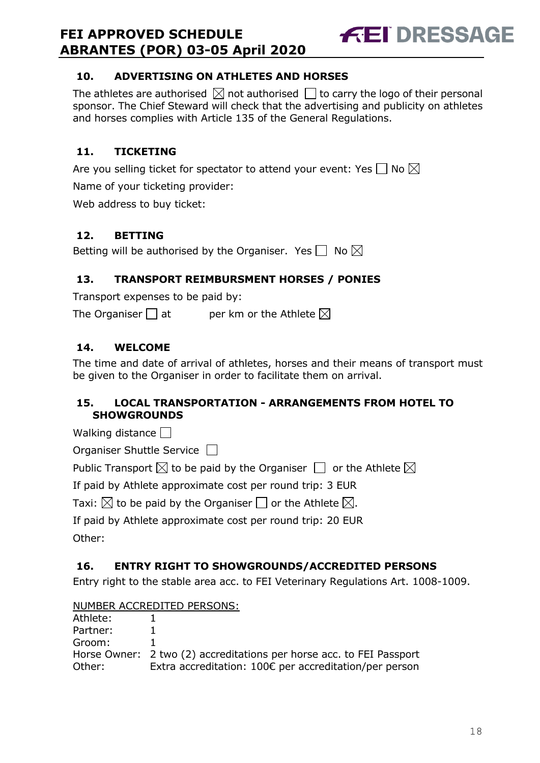## 10. ADVERTISING ON ATHLETES AND HORSES

The athletes are authorised ☒ not authorised ☐ to carry the logo of their personal sponsor. The Chief Steward will check that the advertising and publicity on athletes and horses complies with Article 135 of the General Regulations.

## 11. TICKETING

Are you selling ticket for spectator to attend your event: Yes ☐ No ☒

Name of your ticketing provider:

Web address to buy ticket:

## 12. BETTING

Betting will be authorised by the Organiser. Yes ☐ No ☒

## 13. TRANSPORT REIMBURSMENT HORSES / PONIES

Transport expenses to be paid by:

The Organiser ☐ at per km or the Athlete ☒

## 14. WELCOME

The time and date of arrival of athletes, horses and their means of transport must be given to the Organiser in order to facilitate them on arrival.

## 15. LOCAL TRANSPORTATION - ARRANGEMENTS FROM HOTEL TO SHOWGROUNDS

Walking distance ☐

Organiser Shuttle Service ☐

Public Transport ☒ to be paid by the Organiser ☐ or the Athlete ☒

If paid by Athlete approximate cost per round trip: 3 EUR

Taxi: ☒ to be paid by the Organiser ☐ or the Athlete ☒.

If paid by Athlete approximate cost per round trip: 20 EUR

Other:

## 16. ENTRY RIGHT TO SHOWGROUNDS/ACCREDITED PERSONS

Entry right to the stable area acc. to FEI Veterinary Regulations Art. 1008-1009.

NUMBER ACCREDITED PERSONS:

| | |
|---|---|
| Athlete: | 1 |
| Partner: | 1 |
| Groom: | 1 |
| Horse Owner: | 2 two (2) accreditations per horse acc. to FEI Passport |
| Other: | Extra accreditation: 100€ per accreditation/per person |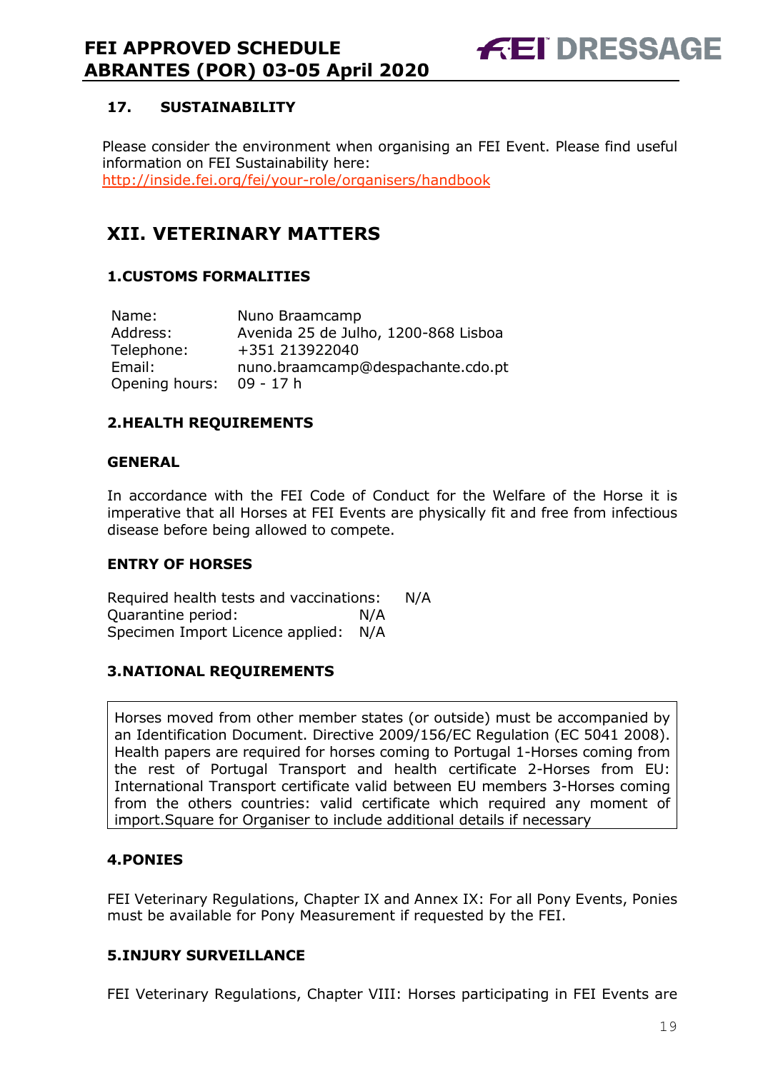### 17. SUSTAINABILITY

Please consider the environment when organising an FEI Event. Please find useful information on FEI Sustainability here: http://inside.fei.org/fei/your-role/organisers/handbook

## XII. VETERINARY MATTERS

### 1.CUSTOMS FORMALITIES

| | |
|---|---|
| Name: | Nuno Braamcamp |
| Address: | Avenida 25 de Julho, 1200-868 Lisboa |
| Telephone: | +351 213922040 |
| Email: | nuno.braamcamp@despachante.cdo.pt |
| Opening hours: | 09 - 17 h |

### 2.HEALTH REQUIREMENTS

**GENERAL**

In accordance with the FEI Code of Conduct for the Welfare of the Horse it is imperative that all Horses at FEI Events are physically fit and free from infectious disease before being allowed to compete.

**ENTRY OF HORSES**

Required health tests and vaccinations: N/A
Quarantine period: N/A
Specimen Import Licence applied: N/A

### 3.NATIONAL REQUIREMENTS

Horses moved from other member states (or outside) must be accompanied by an Identification Document. Directive 2009/156/EC Regulation (EC 5041 2008). Health papers are required for horses coming to Portugal 1-Horses coming from the rest of Portugal Transport and health certificate 2-Horses from EU: International Transport certificate valid between EU members 3-Horses coming from the others countries: valid certificate which required any moment of import.Square for Organiser to include additional details if necessary

### 4.PONIES

FEI Veterinary Regulations, Chapter IX and Annex IX: For all Pony Events, Ponies must be available for Pony Measurement if requested by the FEI.

### 5.INJURY SURVEILLANCE

FEI Veterinary Regulations, Chapter VIII: Horses participating in FEI Events are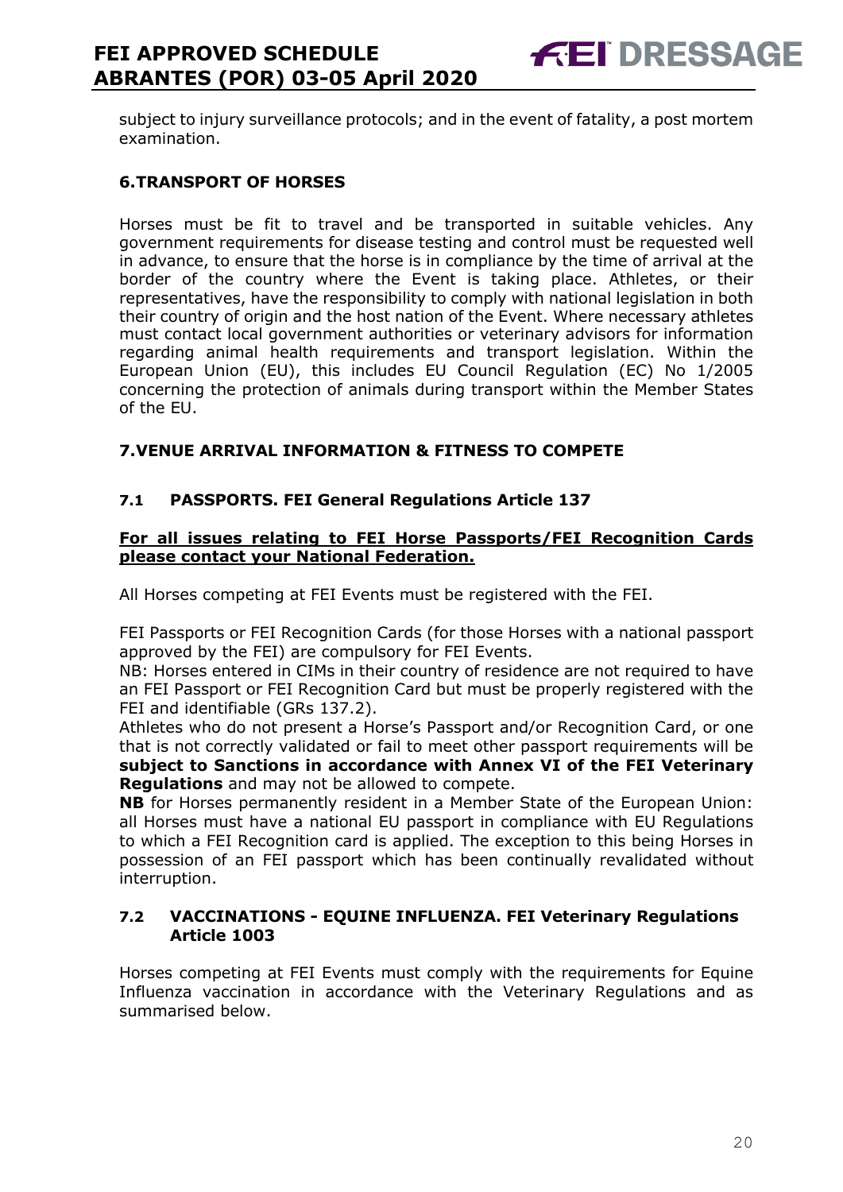subject to injury surveillance protocols; and in the event of fatality, a post mortem examination.

## 6.TRANSPORT OF HORSES

Horses must be fit to travel and be transported in suitable vehicles. Any government requirements for disease testing and control must be requested well in advance, to ensure that the horse is in compliance by the time of arrival at the border of the country where the Event is taking place. Athletes, or their representatives, have the responsibility to comply with national legislation in both their country of origin and the host nation of the Event. Where necessary athletes must contact local government authorities or veterinary advisors for information regarding animal health requirements and transport legislation. Within the European Union (EU), this includes EU Council Regulation (EC) No 1/2005 concerning the protection of animals during transport within the Member States of the EU.

## 7.VENUE ARRIVAL INFORMATION & FITNESS TO COMPETE

### 7.1 PASSPORTS. FEI General Regulations Article 137

**For all issues relating to FEI Horse Passports/FEI Recognition Cards please contact your National Federation.**

All Horses competing at FEI Events must be registered with the FEI.

FEI Passports or FEI Recognition Cards (for those Horses with a national passport approved by the FEI) are compulsory for FEI Events.

NB: Horses entered in CIMs in their country of residence are not required to have an FEI Passport or FEI Recognition Card but must be properly registered with the FEI and identifiable (GRs 137.2).

Athletes who do not present a Horse's Passport and/or Recognition Card, or one that is not correctly validated or fail to meet other passport requirements will be **subject to Sanctions in accordance with Annex VI of the FEI Veterinary Regulations** and may not be allowed to compete.

**NB** for Horses permanently resident in a Member State of the European Union: all Horses must have a national EU passport in compliance with EU Regulations to which a FEI Recognition card is applied. The exception to this being Horses in possession of an FEI passport which has been continually revalidated without interruption.

### 7.2 VACCINATIONS - EQUINE INFLUENZA. FEI Veterinary Regulations Article 1003

Horses competing at FEI Events must comply with the requirements for Equine Influenza vaccination in accordance with the Veterinary Regulations and as summarised below.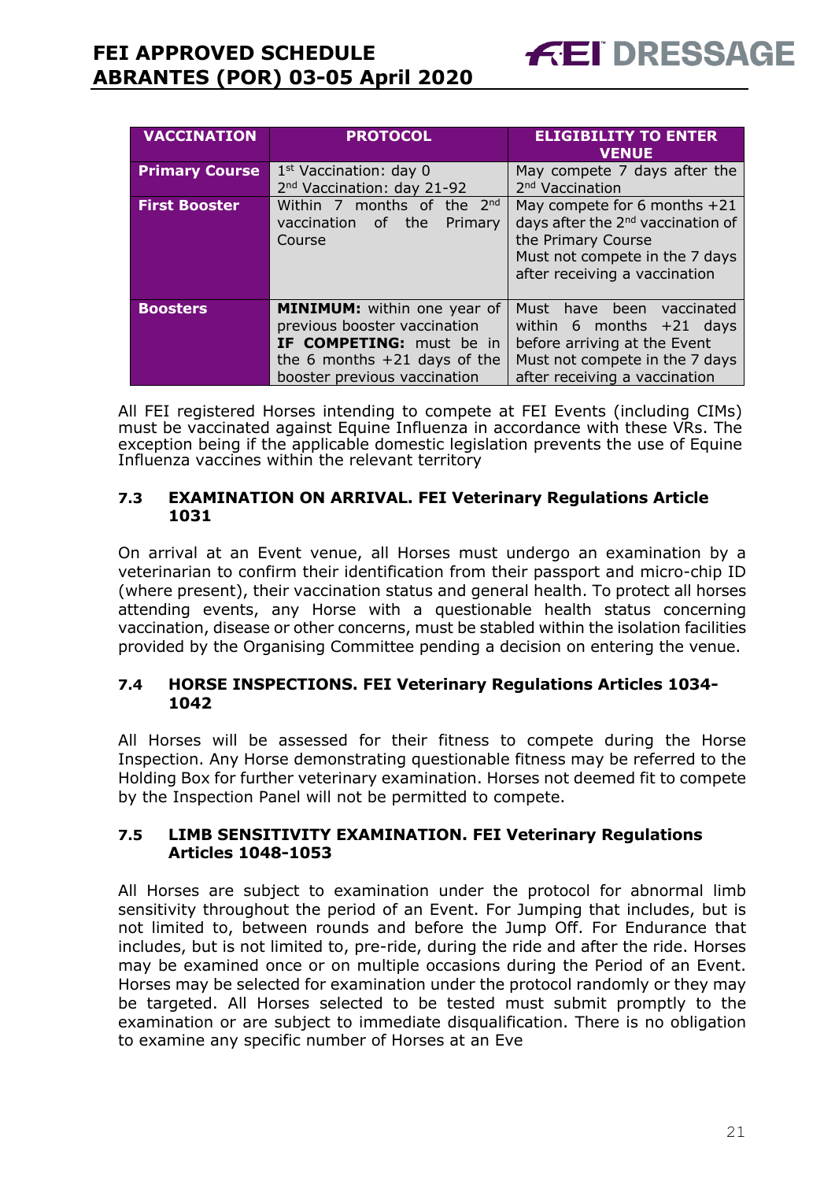| VACCINATION | PROTOCOL | ELIGIBILITY TO ENTER VENUE |
|---|---|---|
| **Primary Course** | 1st Vaccination: day 0<br>2nd Vaccination: day 21-92 | May compete 7 days after the 2nd Vaccination |
| **First Booster** | Within 7 months of the 2nd vaccination of the Primary Course | May compete for 6 months +21 days after the 2nd vaccination of the Primary Course<br>Must not compete in the 7 days after receiving a vaccination |
| **Boosters** | **MINIMUM:** within one year of previous booster vaccination<br>**IF COMPETING:** must be in the 6 months +21 days of the booster previous vaccination | Must have been vaccinated within 6 months +21 days before arriving at the Event<br>Must not compete in the 7 days after receiving a vaccination |

All FEI registered Horses intending to compete at FEI Events (including CIMs) must be vaccinated against Equine Influenza in accordance with these VRs. The exception being if the applicable domestic legislation prevents the use of Equine Influenza vaccines within the relevant territory

### 7.3 EXAMINATION ON ARRIVAL. FEI Veterinary Regulations Article 1031

On arrival at an Event venue, all Horses must undergo an examination by a veterinarian to confirm their identification from their passport and micro-chip ID (where present), their vaccination status and general health. To protect all horses attending events, any Horse with a questionable health status concerning vaccination, disease or other concerns, must be stabled within the isolation facilities provided by the Organising Committee pending a decision on entering the venue.

### 7.4 HORSE INSPECTIONS. FEI Veterinary Regulations Articles 1034-1042

All Horses will be assessed for their fitness to compete during the Horse Inspection. Any Horse demonstrating questionable fitness may be referred to the Holding Box for further veterinary examination. Horses not deemed fit to compete by the Inspection Panel will not be permitted to compete.

### 7.5 LIMB SENSITIVITY EXAMINATION. FEI Veterinary Regulations Articles 1048-1053

All Horses are subject to examination under the protocol for abnormal limb sensitivity throughout the period of an Event. For Jumping that includes, but is not limited to, between rounds and before the Jump Off. For Endurance that includes, but is not limited to, pre-ride, during the ride and after the ride. Horses may be examined once or on multiple occasions during the Period of an Event. Horses may be selected for examination under the protocol randomly or they may be targeted. All Horses selected to be tested must submit promptly to the examination or are subject to immediate disqualification. There is no obligation to examine any specific number of Horses at an Eve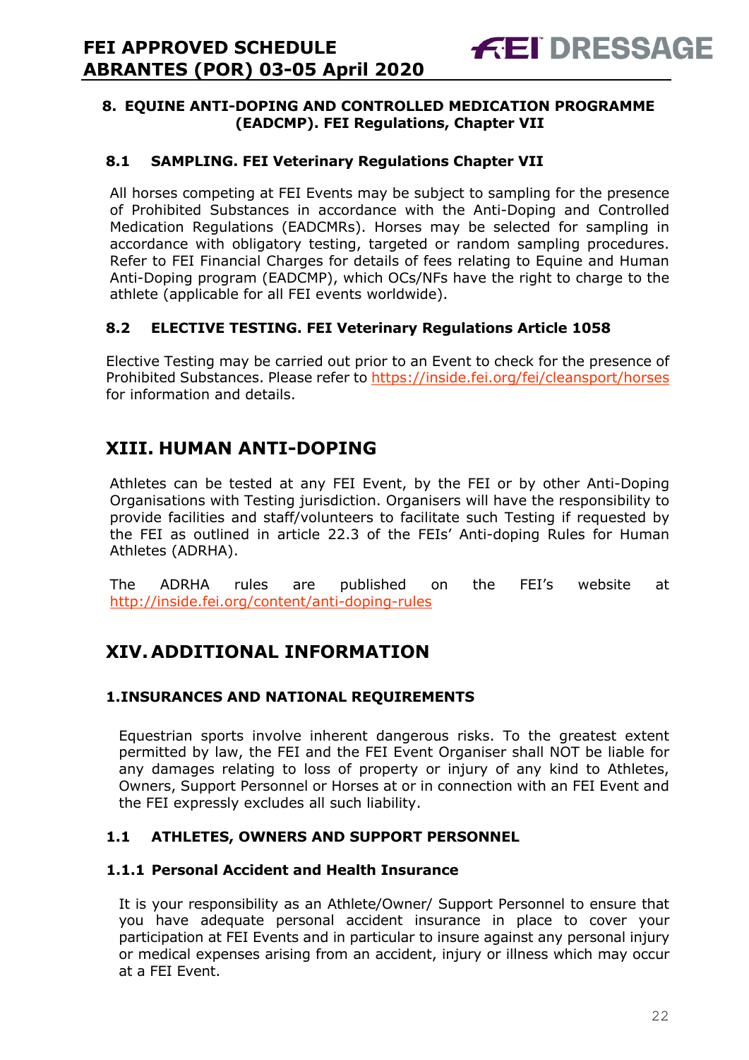### 8. EQUINE ANTI-DOPING AND CONTROLLED MEDICATION PROGRAMME (EADCMP). FEI Regulations, Chapter VII

#### 8.1 SAMPLING. FEI Veterinary Regulations Chapter VII

All horses competing at FEI Events may be subject to sampling for the presence of Prohibited Substances in accordance with the Anti-Doping and Controlled Medication Regulations (EADCMRs). Horses may be selected for sampling in accordance with obligatory testing, targeted or random sampling procedures. Refer to FEI Financial Charges for details of fees relating to Equine and Human Anti-Doping program (EADCMP), which OCs/NFs have the right to charge to the athlete (applicable for all FEI events worldwide).

#### 8.2 ELECTIVE TESTING. FEI Veterinary Regulations Article 1058

Elective Testing may be carried out prior to an Event to check for the presence of Prohibited Substances. Please refer to https://inside.fei.org/fei/cleansport/horses for information and details.

## XIII. HUMAN ANTI-DOPING

Athletes can be tested at any FEI Event, by the FEI or by other Anti-Doping Organisations with Testing jurisdiction. Organisers will have the responsibility to provide facilities and staff/volunteers to facilitate such Testing if requested by the FEI as outlined in article 22.3 of the FEIs' Anti-doping Rules for Human Athletes (ADRHA).

The ADRHA rules are published on the FEI's website at http://inside.fei.org/content/anti-doping-rules

## XIV. ADDITIONAL INFORMATION

### 1. INSURANCES AND NATIONAL REQUIREMENTS

Equestrian sports involve inherent dangerous risks. To the greatest extent permitted by law, the FEI and the FEI Event Organiser shall NOT be liable for any damages relating to loss of property or injury of any kind to Athletes, Owners, Support Personnel or Horses at or in connection with an FEI Event and the FEI expressly excludes all such liability.

#### 1.1 ATHLETES, OWNERS AND SUPPORT PERSONNEL

#### 1.1.1 Personal Accident and Health Insurance

It is your responsibility as an Athlete/Owner/ Support Personnel to ensure that you have adequate personal accident insurance in place to cover your participation at FEI Events and in particular to insure against any personal injury or medical expenses arising from an accident, injury or illness which may occur at a FEI Event.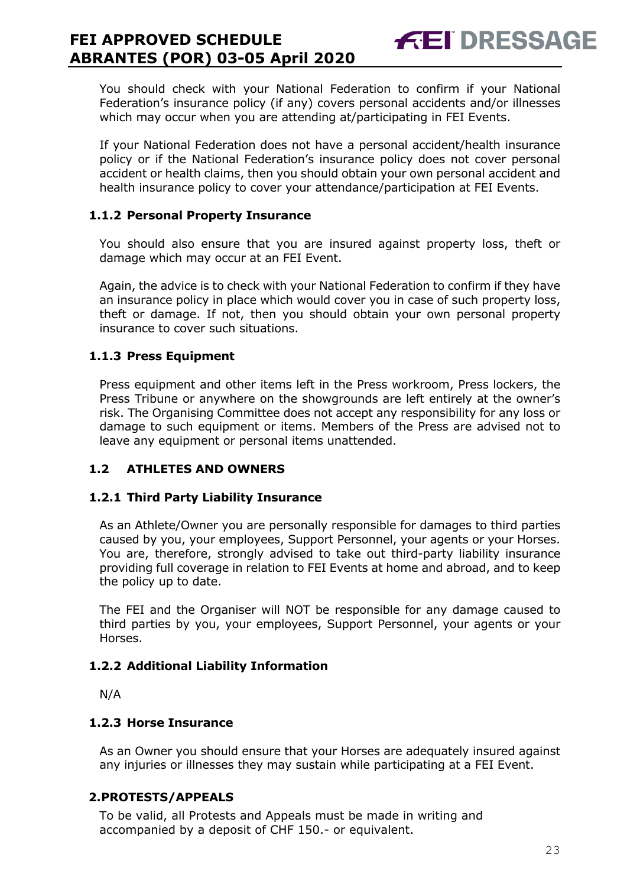You should check with your National Federation to confirm if your National Federation's insurance policy (if any) covers personal accidents and/or illnesses which may occur when you are attending at/participating in FEI Events.

If your National Federation does not have a personal accident/health insurance policy or if the National Federation's insurance policy does not cover personal accident or health claims, then you should obtain your own personal accident and health insurance policy to cover your attendance/participation at FEI Events.

#### 1.1.2 Personal Property Insurance

You should also ensure that you are insured against property loss, theft or damage which may occur at an FEI Event.

Again, the advice is to check with your National Federation to confirm if they have an insurance policy in place which would cover you in case of such property loss, theft or damage. If not, then you should obtain your own personal property insurance to cover such situations.

#### 1.1.3 Press Equipment

Press equipment and other items left in the Press workroom, Press lockers, the Press Tribune or anywhere on the showgrounds are left entirely at the owner's risk. The Organising Committee does not accept any responsibility for any loss or damage to such equipment or items. Members of the Press are advised not to leave any equipment or personal items unattended.

### 1.2 ATHLETES AND OWNERS

#### 1.2.1 Third Party Liability Insurance

As an Athlete/Owner you are personally responsible for damages to third parties caused by you, your employees, Support Personnel, your agents or your Horses. You are, therefore, strongly advised to take out third-party liability insurance providing full coverage in relation to FEI Events at home and abroad, and to keep the policy up to date.

The FEI and the Organiser will NOT be responsible for any damage caused to third parties by you, your employees, Support Personnel, your agents or your Horses.

#### 1.2.2 Additional Liability Information

N/A

#### 1.2.3 Horse Insurance

As an Owner you should ensure that your Horses are adequately insured against any injuries or illnesses they may sustain while participating at a FEI Event.

## 2. PROTESTS/APPEALS

To be valid, all Protests and Appeals must be made in writing and accompanied by a deposit of CHF 150.- or equivalent.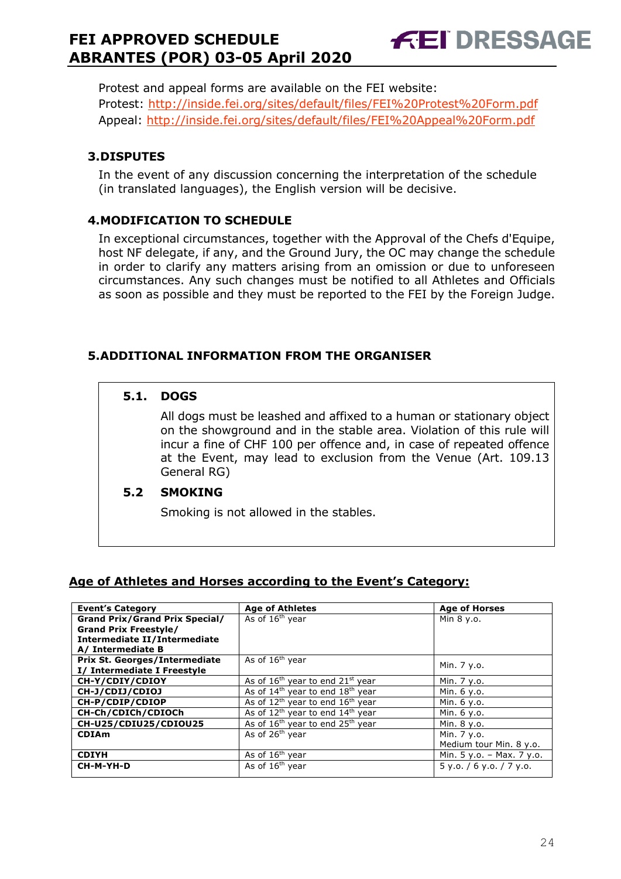Protest and appeal forms are available on the FEI website:
Protest: http://inside.fei.org/sites/default/files/FEI%20Protest%20Form.pdf
Appeal: http://inside.fei.org/sites/default/files/FEI%20Appeal%20Form.pdf

## 3. DISPUTES

In the event of any discussion concerning the interpretation of the schedule (in translated languages), the English version will be decisive.

## 4. MODIFICATION TO SCHEDULE

In exceptional circumstances, together with the Approval of the Chefs d'Equipe, host NF delegate, if any, and the Ground Jury, the OC may change the schedule in order to clarify any matters arising from an omission or due to unforeseen circumstances. Any such changes must be notified to all Athletes and Officials as soon as possible and they must be reported to the FEI by the Foreign Judge.

## 5. ADDITIONAL INFORMATION FROM THE ORGANISER

### 5.1. DOGS

All dogs must be leashed and affixed to a human or stationary object on the showground and in the stable area. Violation of this rule will incur a fine of CHF 100 per offence and, in case of repeated offence at the Event, may lead to exclusion from the Venue (Art. 109.13 General RG)

### 5.2 SMOKING

Smoking is not allowed in the stables.

**Age of Athletes and Horses according to the Event's Category:**

| Event's Category | Age of Athletes | Age of Horses |
|---|---|---|
| **Grand Prix/Grand Prix Special/ Grand Prix Freestyle/ Intermediate II/Intermediate A/ Intermediate B** | As of 16th year | Min 8 y.o. |
| **Prix St. Georges/Intermediate I/ Intermediate I Freestyle** | As of 16th year | Min. 7 y.o. |
| **CH-Y/CDIY/CDIOY** | As of 16th year to end 21st year | Min. 7 y.o. |
| **CH-J/CDIJ/CDIOJ** | As of 14th year to end 18th year | Min. 6 y.o. |
| **CH-P/CDIP/CDIOP** | As of 12th year to end 16th year | Min. 6 y.o. |
| **CH-Ch/CDICh/CDIOCh** | As of 12th year to end 14th year | Min. 6 y.o. |
| **CH-U25/CDIU25/CDIOU25** | As of 16th year to end 25th year | Min. 8 y.o. |
| **CDIAm** | As of 26th year | Min. 7 y.o. Medium tour Min. 8 y.o. |
| **CDIYH** | As of 16th year | Min. 5 y.o. – Max. 7 y.o. |
| **CH-M-YH-D** | As of 16th year | 5 y.o. / 6 y.o. / 7 y.o. |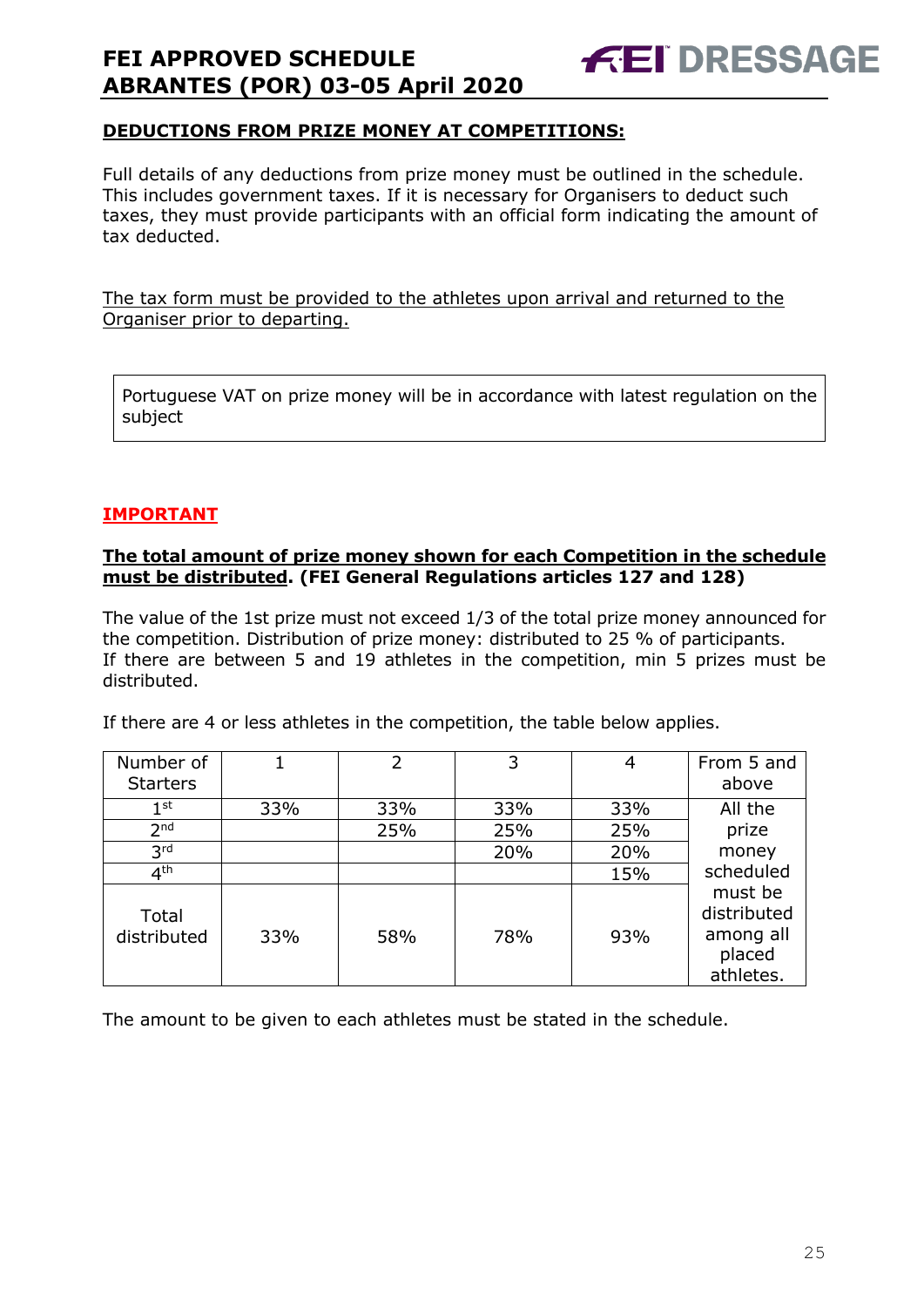## DEDUCTIONS FROM PRIZE MONEY AT COMPETITIONS:

Full details of any deductions from prize money must be outlined in the schedule. This includes government taxes. If it is necessary for Organisers to deduct such taxes, they must provide participants with an official form indicating the amount of tax deducted.

The tax form must be provided to the athletes upon arrival and returned to the Organiser prior to departing.

| Portuguese VAT on prize money will be in accordance with latest regulation on the subject |
|---|

## IMPORTANT

**The total amount of prize money shown for each Competition in the schedule must be distributed. (FEI General Regulations articles 127 and 128)**

The value of the 1st prize must not exceed 1/3 of the total prize money announced for the competition. Distribution of prize money: distributed to 25 % of participants.
If there are between 5 and 19 athletes in the competition, min 5 prizes must be distributed.

If there are 4 or less athletes in the competition, the table below applies.

| Number of Starters | 1 | 2 | 3 | 4 | From 5 and above |
|---|---|---|---|---|---|
| 1st | 33% | 33% | 33% | 33% | All the prize money scheduled must be distributed among all placed athletes. |
| 2nd | | 25% | 25% | 25% | |
| 3rd | | | 20% | 20% | |
| 4th | | | | 15% | |
| Total distributed | 33% | 58% | 78% | 93% | |

The amount to be given to each athletes must be stated in the schedule.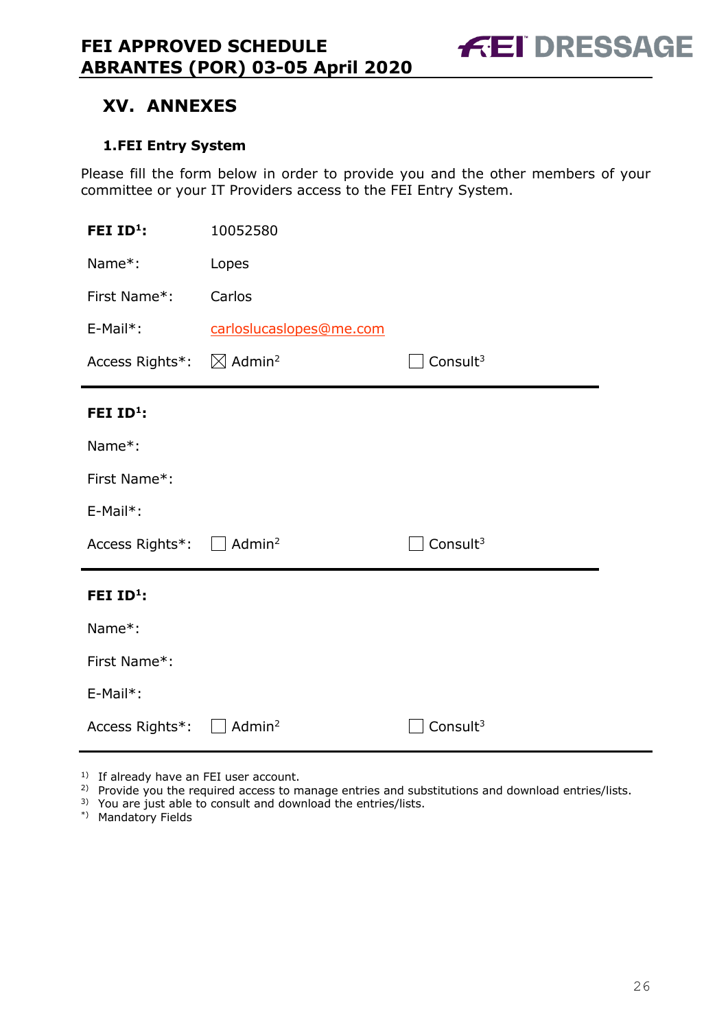## XV. ANNEXES

### 1. FEI Entry System

Please fill the form below in order to provide you and the other members of your committee or your IT Providers access to the FEI Entry System.

| | | |
|---|---|---|
| **FEI ID[1]:** | 10052580 | |
| Name*: | Lopes | |
| First Name*: | Carlos | |
| E-Mail*: | carloslucaslopes@me.com | |
| Access Rights*: | ☒ Admin[2] | ☐ Consult[3] |

| | | |
|---|---|---|
| **FEI ID[1]:** | | |
| Name*: | | |
| First Name*: | | |
| E-Mail*: | | |
| Access Rights*: | ☐ Admin[2] | ☐ Consult[3] |

| | | |
|---|---|---|
| **FEI ID[1]:** | | |
| Name*: | | |
| First Name*: | | |
| E-Mail*: | | |
| Access Rights*: | ☐ Admin[2] | ☐ Consult[3] |

[1)] If already have an FEI user account.
[2)] Provide you the required access to manage entries and substitutions and download entries/lists.
[3)] You are just able to consult and download the entries/lists.
[*)] Mandatory Fields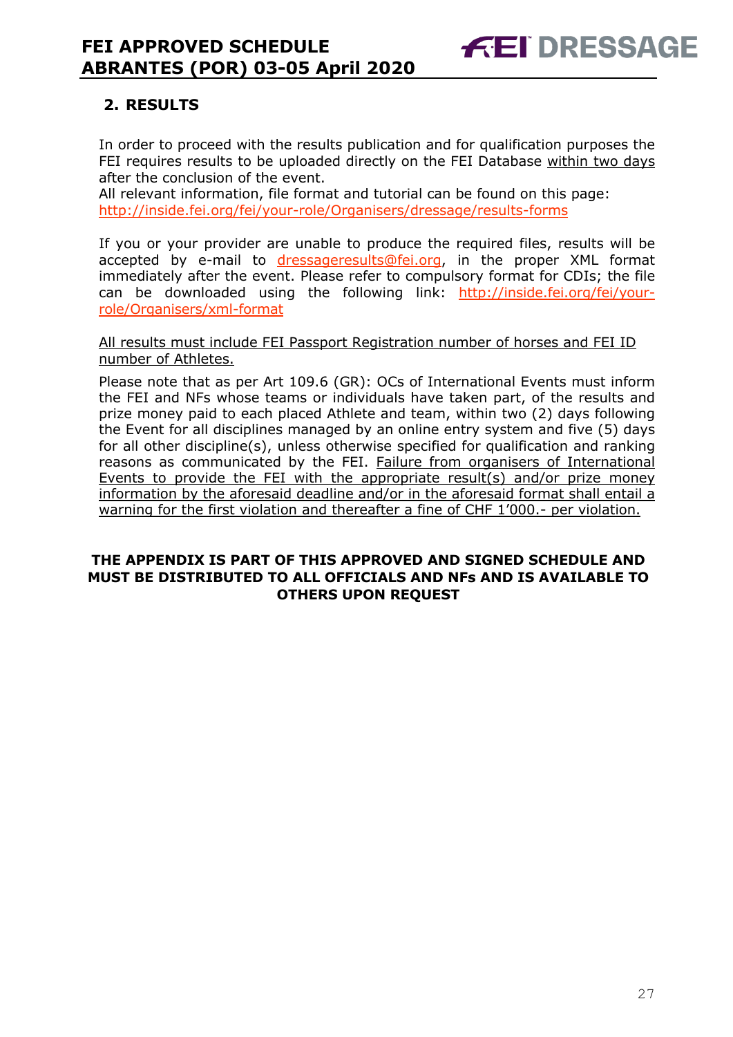## 2. RESULTS

In order to proceed with the results publication and for qualification purposes the FEI requires results to be uploaded directly on the FEI Database within two days after the conclusion of the event.
All relevant information, file format and tutorial can be found on this page: http://inside.fei.org/fei/your-role/Organisers/dressage/results-forms

If you or your provider are unable to produce the required files, results will be accepted by e-mail to dressageresults@fei.org, in the proper XML format immediately after the event. Please refer to compulsory format for CDIs; the file can be downloaded using the following link: http://inside.fei.org/fei/your-role/Organisers/xml-format

All results must include FEI Passport Registration number of horses and FEI ID number of Athletes.

Please note that as per Art 109.6 (GR): OCs of International Events must inform the FEI and NFs whose teams or individuals have taken part, of the results and prize money paid to each placed Athlete and team, within two (2) days following the Event for all disciplines managed by an online entry system and five (5) days for all other discipline(s), unless otherwise specified for qualification and ranking reasons as communicated by the FEI. Failure from organisers of International Events to provide the FEI with the appropriate result(s) and/or prize money information by the aforesaid deadline and/or in the aforesaid format shall entail a warning for the first violation and thereafter a fine of CHF 1'000.- per violation.

**THE APPENDIX IS PART OF THIS APPROVED AND SIGNED SCHEDULE AND MUST BE DISTRIBUTED TO ALL OFFICIALS AND NFs AND IS AVAILABLE TO OTHERS UPON REQUEST**